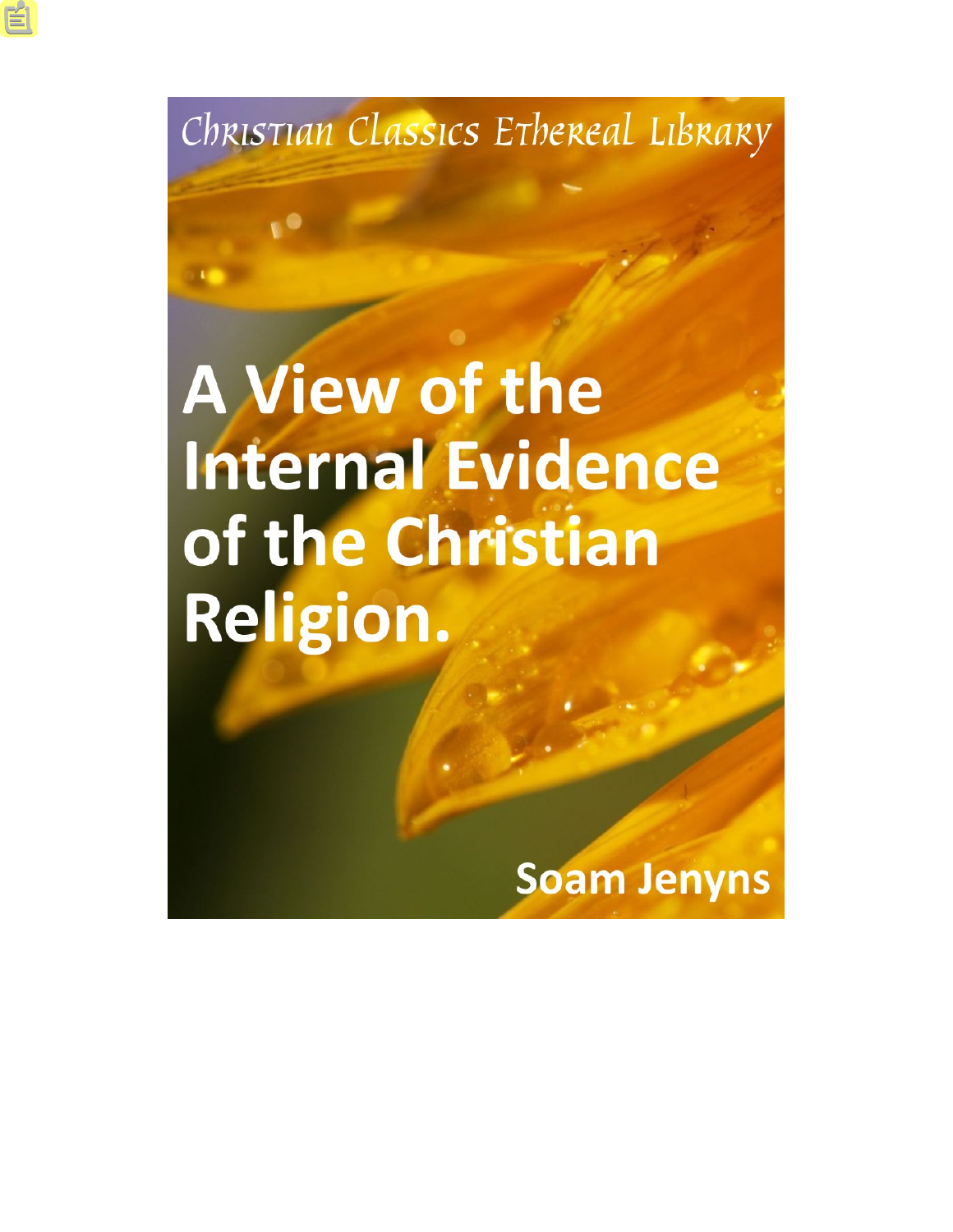Christian Classics Ethereal Library

# A View of the Internal Evidence of the Christian Religion.

Soam Jenyns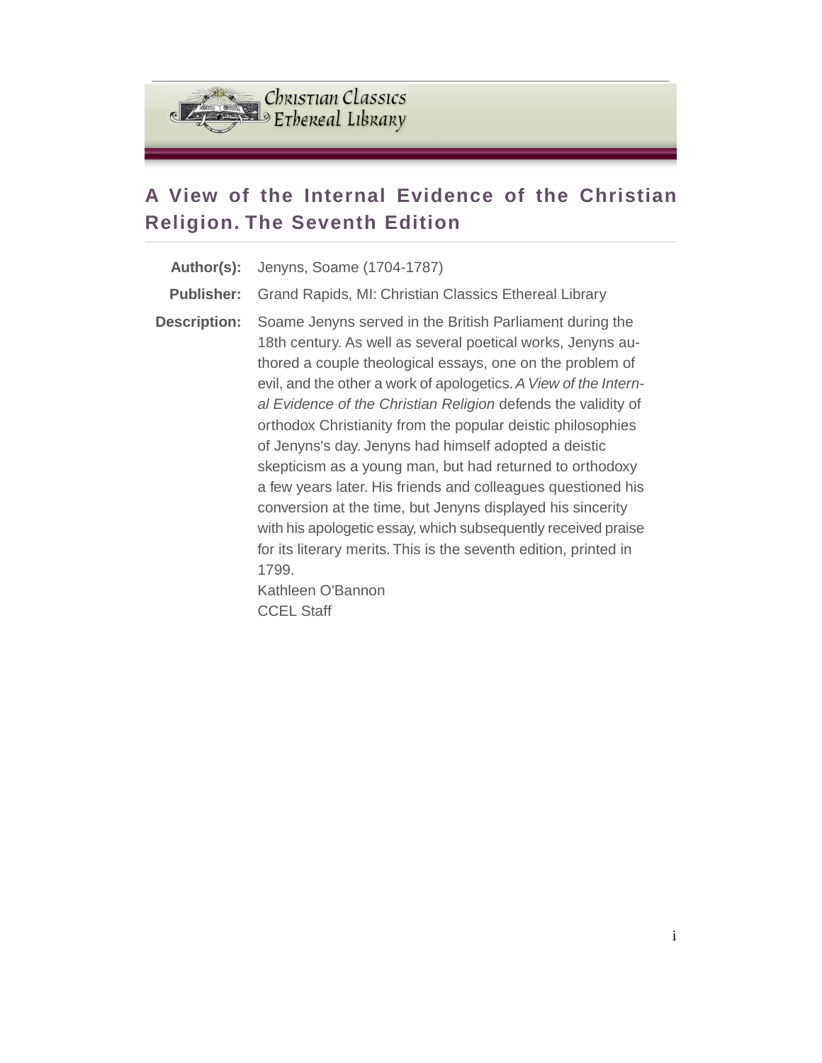# A View of the Internal Evidence of the Christian Religion. The Seventh Edition

**Author(s):** Jenyns, Soame (1704-1787)

**Publisher:** Grand Rapids, MI: Christian Classics Ethereal Library

**Description:** Soame Jenyns served in the British Parliament during the 18th century. As well as several poetical works, Jenyns authored a couple theological essays, one on the problem of evil, and the other a work of apologetics. *A View of the Internal Evidence of the Christian Religion* defends the validity of orthodox Christianity from the popular deistic philosophies of Jenyns's day. Jenyns had himself adopted a deistic skepticism as a young man, but had returned to orthodoxy a few years later. His friends and colleagues questioned his conversion at the time, but Jenyns displayed his sincerity with his apologetic essay, which subsequently received praise for its literary merits. This is the seventh edition, printed in 1799.
Kathleen O'Bannon
CCEL Staff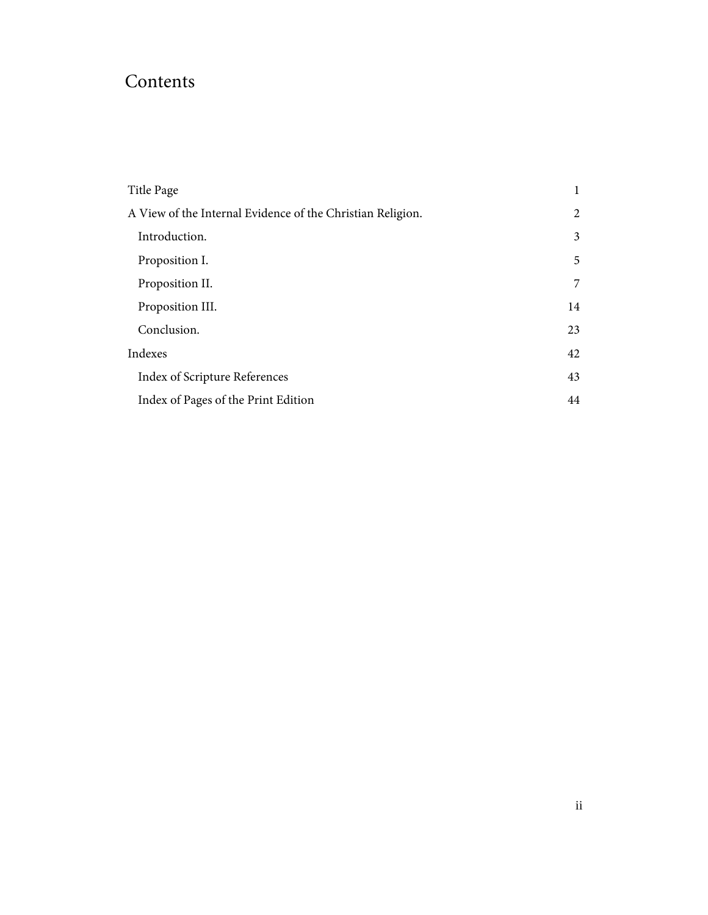# Contents

| | |
|---|---|
| Title Page | 1 |
| A View of the Internal Evidence of the Christian Religion. | 2 |
| Introduction. | 3 |
| Proposition I. | 5 |
| Proposition II. | 7 |
| Proposition III. | 14 |
| Conclusion. | 23 |
| Indexes | 42 |
| Index of Scripture References | 43 |
| Index of Pages of the Print Edition | 44 |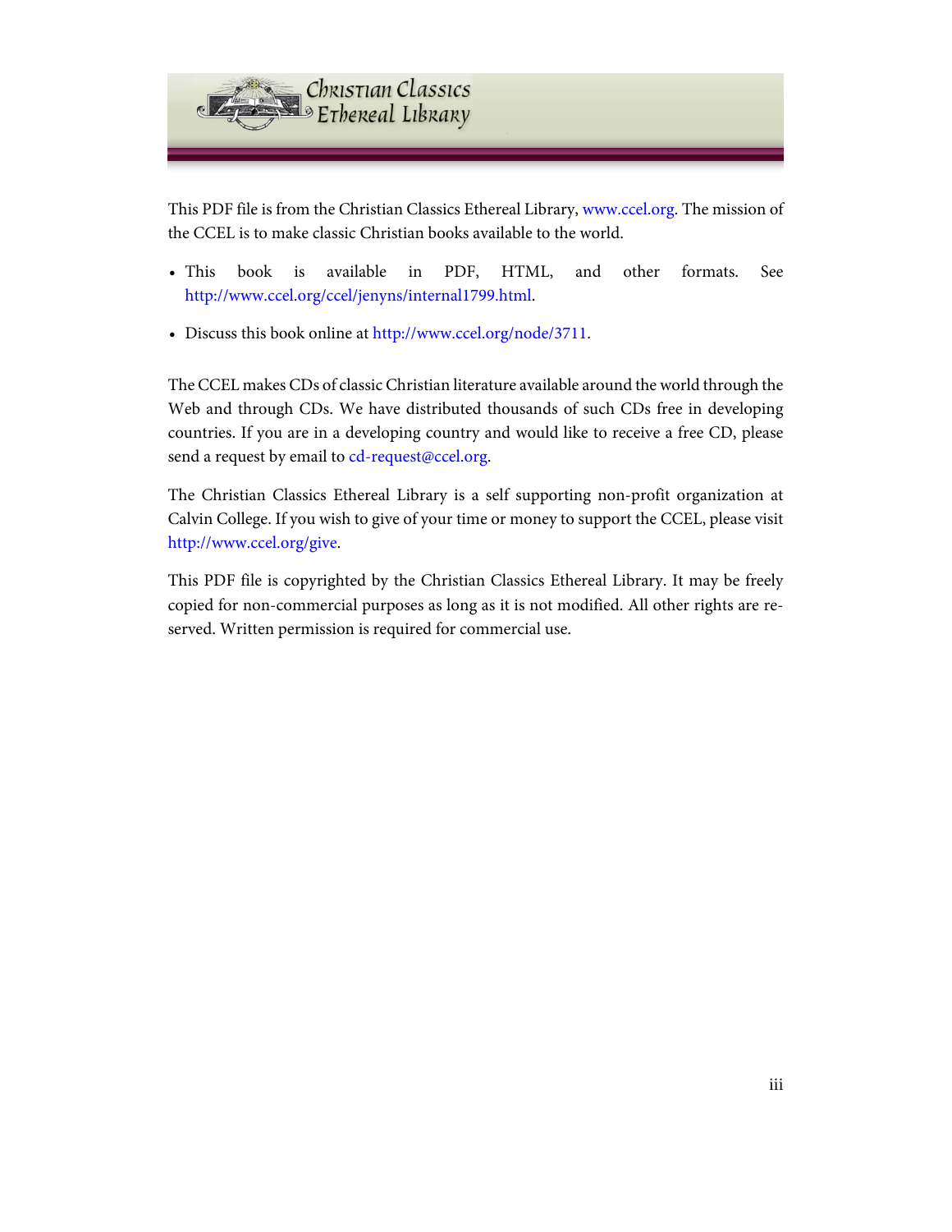This PDF file is from the Christian Classics Ethereal Library, www.ccel.org. The mission of the CCEL is to make classic Christian books available to the world.

- This book is available in PDF, HTML, and other formats. See http://www.ccel.org/ccel/jenyns/internal1799.html.
- Discuss this book online at http://www.ccel.org/node/3711.

The CCEL makes CDs of classic Christian literature available around the world through the Web and through CDs. We have distributed thousands of such CDs free in developing countries. If you are in a developing country and would like to receive a free CD, please send a request by email to cd-request@ccel.org.

The Christian Classics Ethereal Library is a self supporting non-profit organization at Calvin College. If you wish to give of your time or money to support the CCEL, please visit http://www.ccel.org/give.

This PDF file is copyrighted by the Christian Classics Ethereal Library. It may be freely copied for non-commercial purposes as long as it is not modified. All other rights are reserved. Written permission is required for commercial use.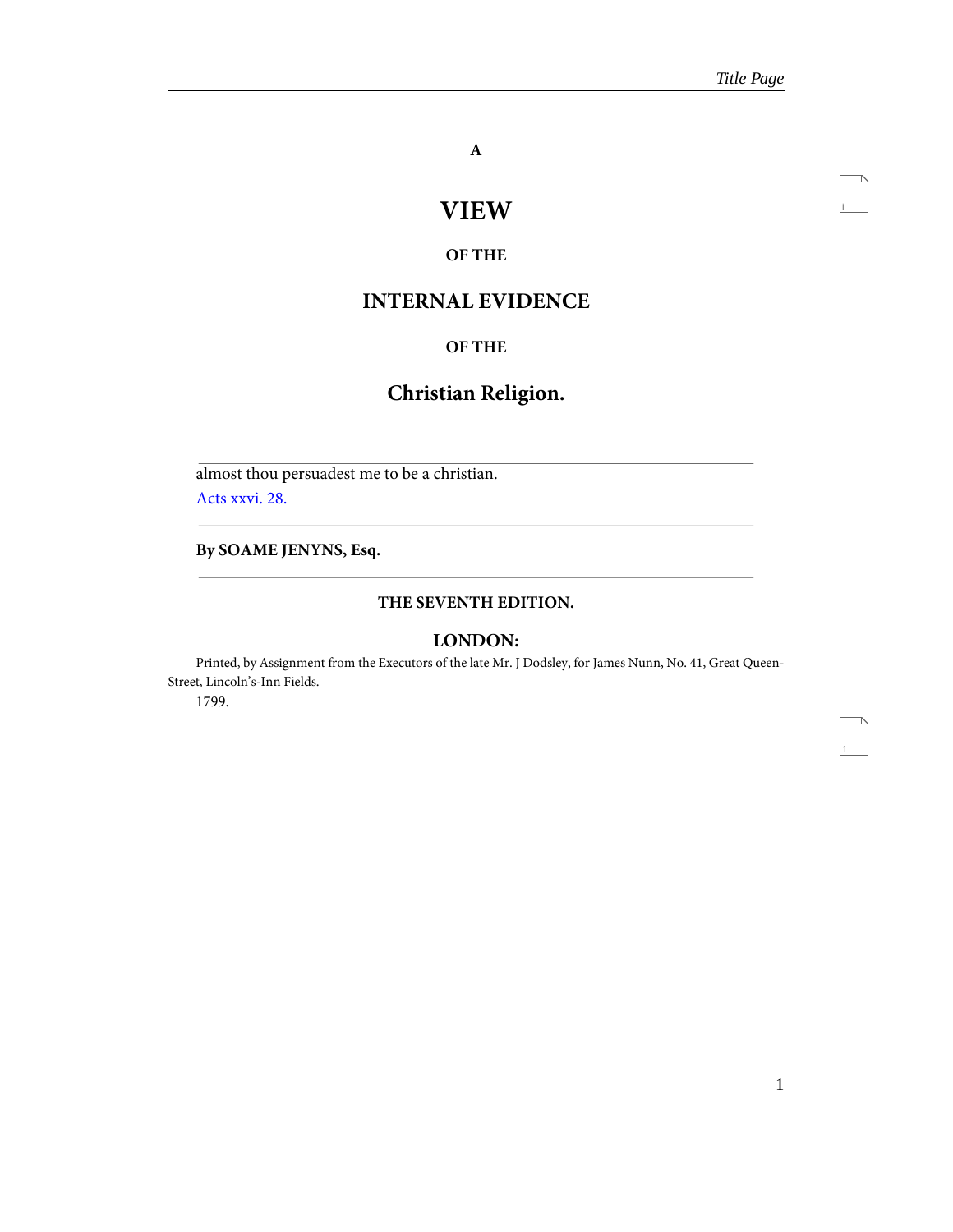**A**

# VIEW

**OF THE**

## INTERNAL EVIDENCE

**OF THE**

## Christian Religion.

---

almost thou persuadest me to be a christian.

Acts xxvi. 28.

---

**By SOAME JENYNS, Esq.**

---

**THE SEVENTH EDITION.**

**LONDON:**

Printed, by Assignment from the Executors of the late Mr. J Dodsley, for James Nunn, No. 41, Great Queen-Street, Lincoln's-Inn Fields.

1799.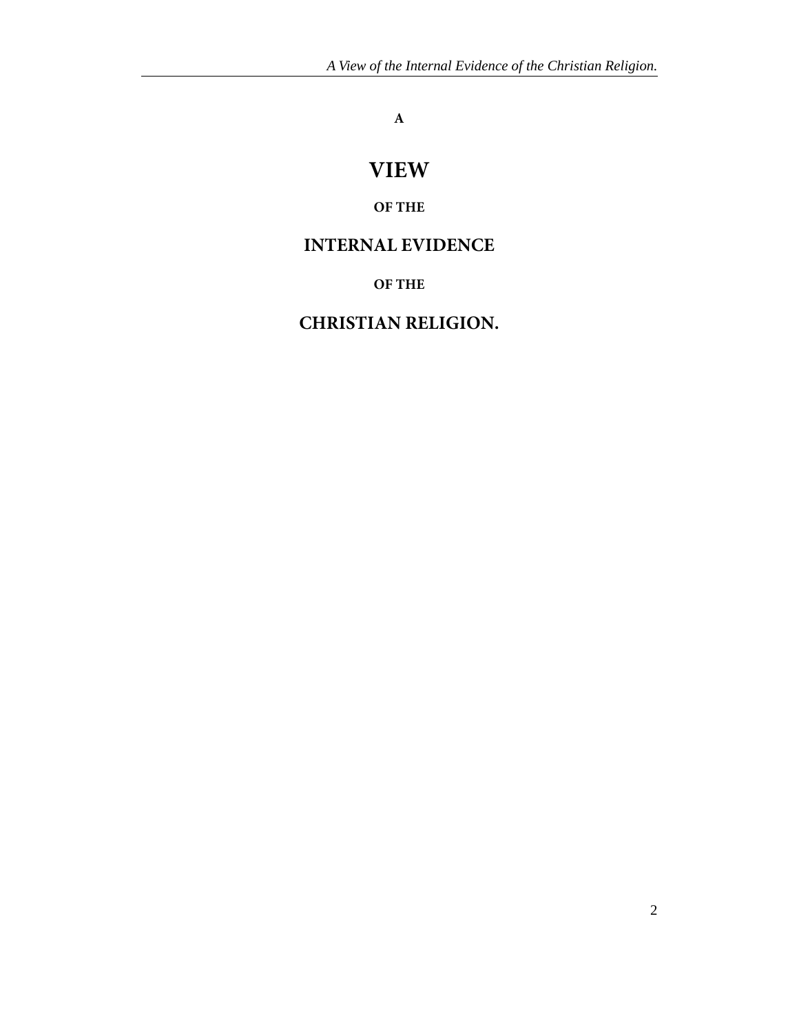A

# VIEW

OF THE

## INTERNAL EVIDENCE

OF THE

## CHRISTIAN RELIGION.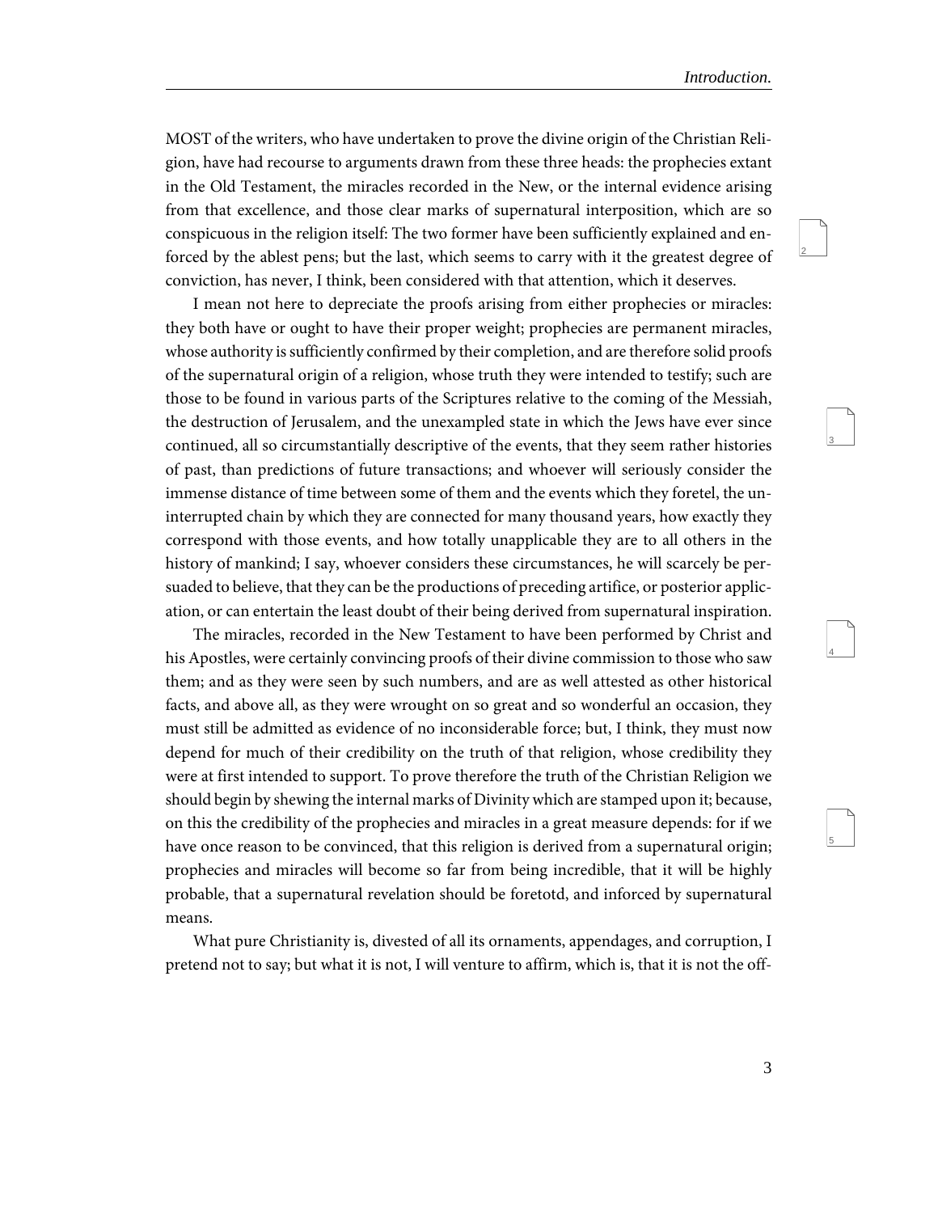MOST of the writers, who have undertaken to prove the divine origin of the Christian Religion, have had recourse to arguments drawn from these three heads: the prophecies extant in the Old Testament, the miracles recorded in the New, or the internal evidence arising from that excellence, and those clear marks of supernatural interposition, which are so conspicuous in the religion itself: The two former have been sufficiently explained and enforced by the ablest pens; but the last, which seems to carry with it the greatest degree of conviction, has never, I think, been considered with that attention, which it deserves.

I mean not here to depreciate the proofs arising from either prophecies or miracles: they both have or ought to have their proper weight; prophecies are permanent miracles, whose authority is sufficiently confirmed by their completion, and are therefore solid proofs of the supernatural origin of a religion, whose truth they were intended to testify; such are those to be found in various parts of the Scriptures relative to the coming of the Messiah, the destruction of Jerusalem, and the unexampled state in which the Jews have ever since continued, all so circumstantially descriptive of the events, that they seem rather histories of past, than predictions of future transactions; and whoever will seriously consider the immense distance of time between some of them and the events which they foretel, the uninterrupted chain by which they are connected for many thousand years, how exactly they correspond with those events, and how totally unapplicable they are to all others in the history of mankind; I say, whoever considers these circumstances, he will scarcely be persuaded to believe, that they can be the productions of preceding artifice, or posterior application, or can entertain the least doubt of their being derived from supernatural inspiration.

The miracles, recorded in the New Testament to have been performed by Christ and his Apostles, were certainly convincing proofs of their divine commission to those who saw them; and as they were seen by such numbers, and are as well attested as other historical facts, and above all, as they were wrought on so great and so wonderful an occasion, they must still be admitted as evidence of no inconsiderable force; but, I think, they must now depend for much of their credibility on the truth of that religion, whose credibility they were at first intended to support. To prove therefore the truth of the Christian Religion we should begin by shewing the internal marks of Divinity which are stamped upon it; because, on this the credibility of the prophecies and miracles in a great measure depends: for if we have once reason to be convinced, that this religion is derived from a supernatural origin; prophecies and miracles will become so far from being incredible, that it will be highly probable, that a supernatural revelation should be foretotd, and inforced by supernatural means.

What pure Christianity is, divested of all its ornaments, appendages, and corruption, I pretend not to say; but what it is not, I will venture to affirm, which is, that it is not the off-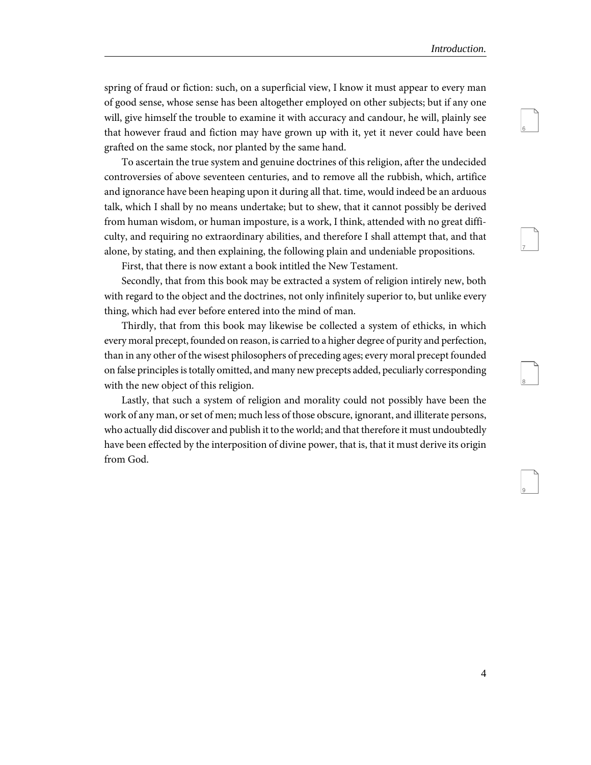spring of fraud or fiction: such, on a superficial view, I know it must appear to every man of good sense, whose sense has been altogether employed on other subjects; but if any one will, give himself the trouble to examine it with accuracy and candour, he will, plainly see that however fraud and fiction may have grown up with it, yet it never could have been grafted on the same stock, nor planted by the same hand.

To ascertain the true system and genuine doctrines of this religion, after the undecided controversies of above seventeen centuries, and to remove all the rubbish, which, artifice and ignorance have been heaping upon it during all that. time, would indeed be an arduous talk, which I shall by no means undertake; but to shew, that it cannot possibly be derived from human wisdom, or human imposture, is a work, I think, attended with no great difficulty, and requiring no extraordinary abilities, and therefore I shall attempt that, and that alone, by stating, and then explaining, the following plain and undeniable propositions.

First, that there is now extant a book intitled the New Testament.

Secondly, that from this book may be extracted a system of religion intirely new, both with regard to the object and the doctrines, not only infinitely superior to, but unlike every thing, which had ever before entered into the mind of man.

Thirdly, that from this book may likewise be collected a system of ethicks, in which every moral precept, founded on reason, is carried to a higher degree of purity and perfection, than in any other of the wisest philosophers of preceding ages; every moral precept founded on false principles is totally omitted, and many new precepts added, peculiarly corresponding with the new object of this religion.

Lastly, that such a system of religion and morality could not possibly have been the work of any man, or set of men; much less of those obscure, ignorant, and illiterate persons, who actually did discover and publish it to the world; and that therefore it must undoubtedly have been effected by the interposition of divine power, that is, that it must derive its origin from God.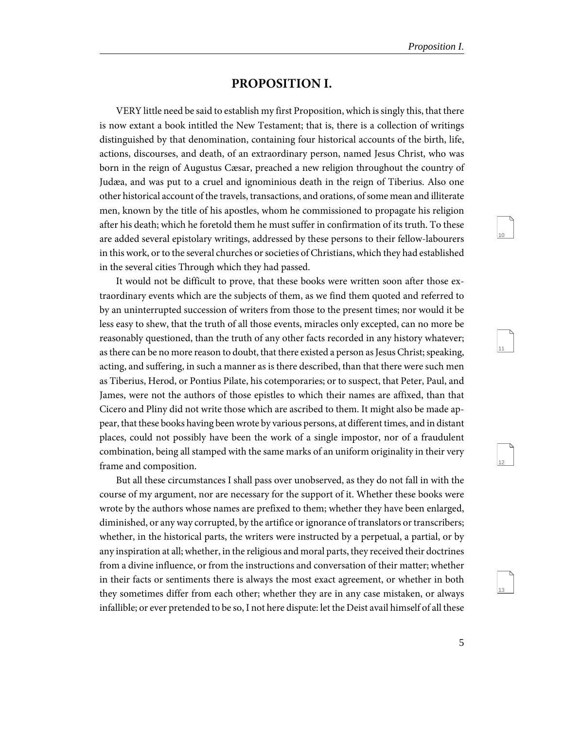## PROPOSITION I.

VERY little need be said to establish my first Proposition, which is singly this, that there is now extant a book intitled the New Testament; that is, there is a collection of writings distinguished by that denomination, containing four historical accounts of the birth, life, actions, discourses, and death, of an extraordinary person, named Jesus Christ, who was born in the reign of Augustus Cæsar, preached a new religion throughout the country of Judæa, and was put to a cruel and ignominious death in the reign of Tiberius. Also one other historical account of the travels, transactions, and orations, of some mean and illiterate men, known by the title of his apostles, whom he commissioned to propagate his religion after his death; which he foretold them he must suffer in confirmation of its truth. To these are added several epistolary writings, addressed by these persons to their fellow-labourers in this work, or to the several churches or societies of Christians, which they had established in the several cities Through which they had passed.

It would not be difficult to prove, that these books were written soon after those extraordinary events which are the subjects of them, as we find them quoted and referred to by an uninterrupted succession of writers from those to the present times; nor would it be less easy to shew, that the truth of all those events, miracles only excepted, can no more be reasonably questioned, than the truth of any other facts recorded in any history whatever; as there can be no more reason to doubt, that there existed a person as Jesus Christ; speaking, acting, and suffering, in such a manner as is there described, than that there were such men as Tiberius, Herod, or Pontius Pilate, his cotemporaries; or to suspect, that Peter, Paul, and James, were not the authors of those epistles to which their names are affixed, than that Cicero and Pliny did not write those which are ascribed to them. It might also be made appear, that these books having been wrote by various persons, at different times, and in distant places, could not possibly have been the work of a single impostor, nor of a fraudulent combination, being all stamped with the same marks of an uniform originality in their very frame and composition.

But all these circumstances I shall pass over unobserved, as they do not fall in with the course of my argument, nor are necessary for the support of it. Whether these books were wrote by the authors whose names are prefixed to them; whether they have been enlarged, diminished, or any way corrupted, by the artifice or ignorance of translators or transcribers; whether, in the historical parts, the writers were instructed by a perpetual, a partial, or by any inspiration at all; whether, in the religious and moral parts, they received their doctrines from a divine influence, or from the instructions and conversation of their matter; whether in their facts or sentiments there is always the most exact agreement, or whether in both they sometimes differ from each other; whether they are in any case mistaken, or always infallible; or ever pretended to be so, I not here dispute: let the Deist avail himself of all these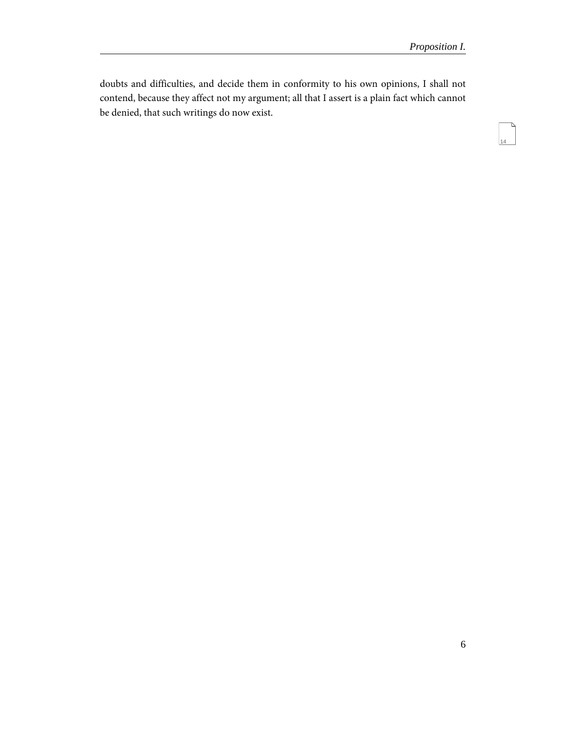doubts and difficulties, and decide them in conformity to his own opinions, I shall not contend, because they affect not my argument; all that I assert is a plain fact which cannot be denied, that such writings do now exist.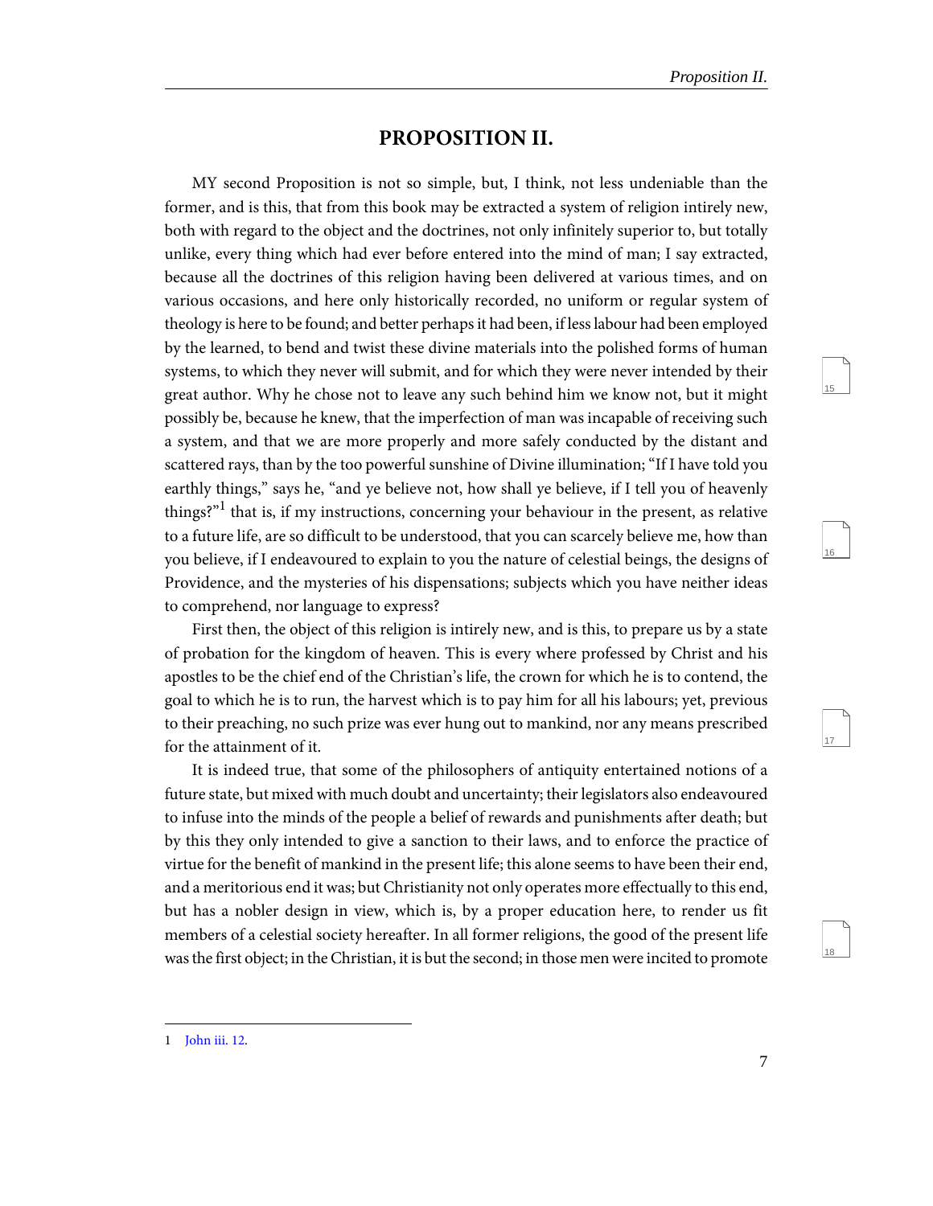## PROPOSITION II.

MY second Proposition is not so simple, but, I think, not less undeniable than the former, and is this, that from this book may be extracted a system of religion intirely new, both with regard to the object and the doctrines, not only infinitely superior to, but totally unlike, every thing which had ever before entered into the mind of man; I say extracted, because all the doctrines of this religion having been delivered at various times, and on various occasions, and here only historically recorded, no uniform or regular system of theology is here to be found; and better perhaps it had been, if less labour had been employed by the learned, to bend and twist these divine materials into the polished forms of human systems, to which they never will submit, and for which they were never intended by their great author. Why he chose not to leave any such behind him we know not, but it might possibly be, because he knew, that the imperfection of man was incapable of receiving such a system, and that we are more properly and more safely conducted by the distant and scattered rays, than by the too powerful sunshine of Divine illumination; "If I have told you earthly things," says he, "and ye believe not, how shall ye believe, if I tell you of heavenly things?"[1] that is, if my instructions, concerning your behaviour in the present, as relative to a future life, are so difficult to be understood, that you can scarcely believe me, how than you believe, if I endeavoured to explain to you the nature of celestial beings, the designs of Providence, and the mysteries of his dispensations; subjects which you have neither ideas to comprehend, nor language to express?

First then, the object of this religion is intirely new, and is this, to prepare us by a state of probation for the kingdom of heaven. This is every where professed by Christ and his apostles to be the chief end of the Christian's life, the crown for which he is to contend, the goal to which he is to run, the harvest which is to pay him for all his labours; yet, previous to their preaching, no such prize was ever hung out to mankind, nor any means prescribed for the attainment of it.

It is indeed true, that some of the philosophers of antiquity entertained notions of a future state, but mixed with much doubt and uncertainty; their legislators also endeavoured to infuse into the minds of the people a belief of rewards and punishments after death; but by this they only intended to give a sanction to their laws, and to enforce the practice of virtue for the benefit of mankind in the present life; this alone seems to have been their end, and a meritorious end it was; but Christianity not only operates more effectually to this end, but has a nobler design in view, which is, by a proper education here, to render us fit members of a celestial society hereafter. In all former religions, the good of the present life was the first object; in the Christian, it is but the second; in those men were incited to promote

---

1 John iii. 12.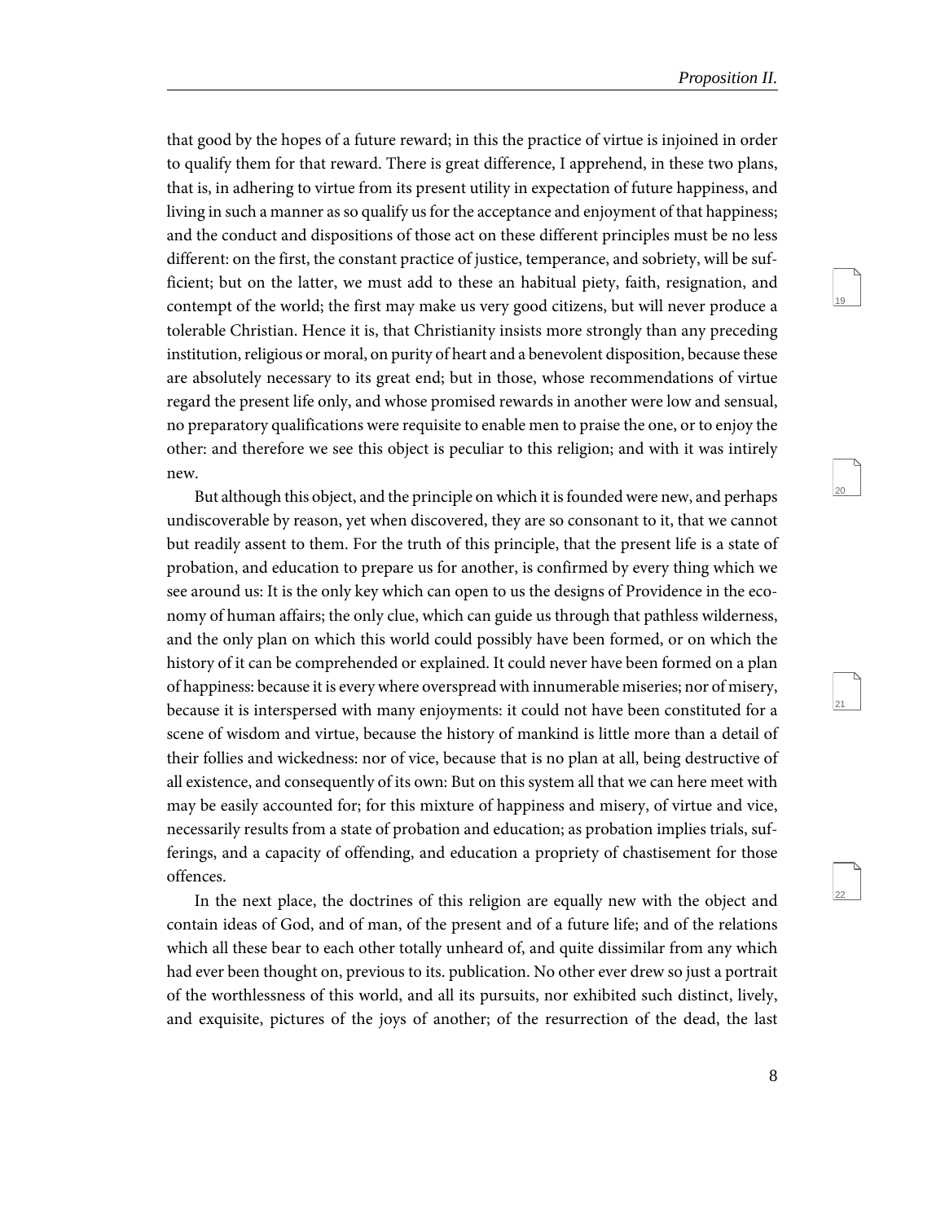that good by the hopes of a future reward; in this the practice of virtue is injoined in order to qualify them for that reward. There is great difference, I apprehend, in these two plans, that is, in adhering to virtue from its present utility in expectation of future happiness, and living in such a manner as so qualify us for the acceptance and enjoyment of that happiness; and the conduct and dispositions of those act on these different principles must be no less different: on the first, the constant practice of justice, temperance, and sobriety, will be sufficient; but on the latter, we must add to these an habitual piety, faith, resignation, and contempt of the world; the first may make us very good citizens, but will never produce a tolerable Christian. Hence it is, that Christianity insists more strongly than any preceding institution, religious or moral, on purity of heart and a benevolent disposition, because these are absolutely necessary to its great end; but in those, whose recommendations of virtue regard the present life only, and whose promised rewards in another were low and sensual, no preparatory qualifications were requisite to enable men to praise the one, or to enjoy the other: and therefore we see this object is peculiar to this religion; and with it was intirely new.

But although this object, and the principle on which it is founded were new, and perhaps undiscoverable by reason, yet when discovered, they are so consonant to it, that we cannot but readily assent to them. For the truth of this principle, that the present life is a state of probation, and education to prepare us for another, is confirmed by every thing which we see around us: It is the only key which can open to us the designs of Providence in the economy of human affairs; the only clue, which can guide us through that pathless wilderness, and the only plan on which this world could possibly have been formed, or on which the history of it can be comprehended or explained. It could never have been formed on a plan of happiness: because it is every where overspread with innumerable miseries; nor of misery, because it is interspersed with many enjoyments: it could not have been constituted for a scene of wisdom and virtue, because the history of mankind is little more than a detail of their follies and wickedness: nor of vice, because that is no plan at all, being destructive of all existence, and consequently of its own: But on this system all that we can here meet with may be easily accounted for; for this mixture of happiness and misery, of virtue and vice, necessarily results from a state of probation and education; as probation implies trials, sufferings, and a capacity of offending, and education a propriety of chastisement for those offences.

In the next place, the doctrines of this religion are equally new with the object and contain ideas of God, and of man, of the present and of a future life; and of the relations which all these bear to each other totally unheard of, and quite dissimilar from any which had ever been thought on, previous to its. publication. No other ever drew so just a portrait of the worthlessness of this world, and all its pursuits, nor exhibited such distinct, lively, and exquisite, pictures of the joys of another; of the resurrection of the dead, the last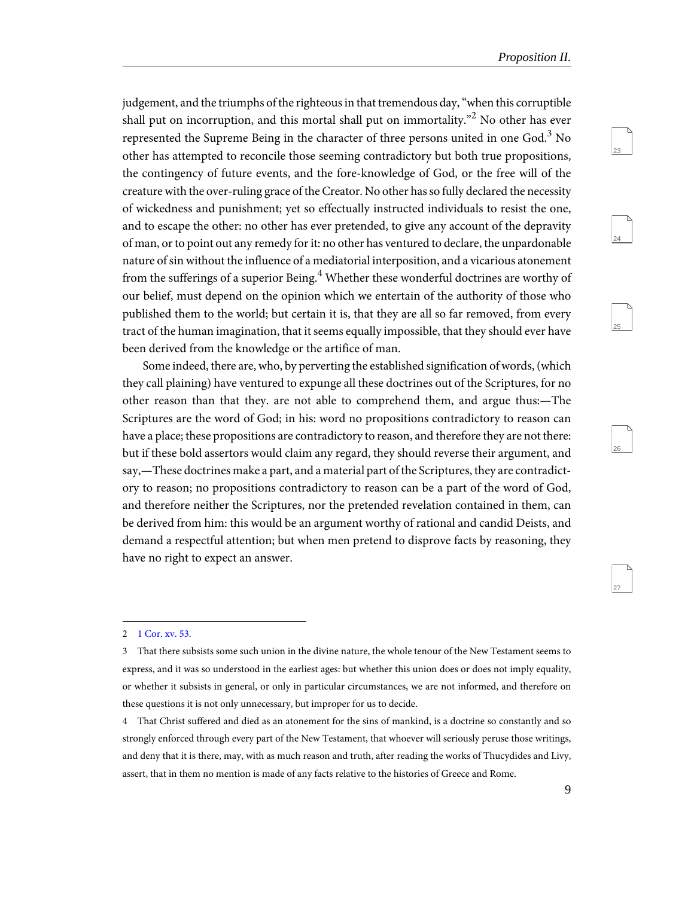judgement, and the triumphs of the righteous in that tremendous day, "when this corruptible shall put on incorruption, and this mortal shall put on immortality."[2] No other has ever represented the Supreme Being in the character of three persons united in one God.[3] No other has attempted to reconcile those seeming contradictory but both true propositions, the contingency of future events, and the fore-knowledge of God, or the free will of the creature with the over-ruling grace of the Creator. No other has so fully declared the necessity of wickedness and punishment; yet so effectually instructed individuals to resist the one, and to escape the other: no other has ever pretended, to give any account of the depravity of man, or to point out any remedy for it: no other has ventured to declare, the unpardonable nature of sin without the influence of a mediatorial interposition, and a vicarious atonement from the sufferings of a superior Being.[4] Whether these wonderful doctrines are worthy of our belief, must depend on the opinion which we entertain of the authority of those who published them to the world; but certain it is, that they are all so far removed, from every tract of the human imagination, that it seems equally impossible, that they should ever have been derived from the knowledge or the artifice of man.

Some indeed, there are, who, by perverting the established signification of words, (which they call plaining) have ventured to expunge all these doctrines out of the Scriptures, for no other reason than that they. are not able to comprehend them, and argue thus:—The Scriptures are the word of God; in his: word no propositions contradictory to reason can have a place; these propositions are contradictory to reason, and therefore they are not there: but if these bold assertors would claim any regard, they should reverse their argument, and say,—These doctrines make a part, and a material part of the Scriptures, they are contradictory to reason; no propositions contradictory to reason can be a part of the word of God, and therefore neither the Scriptures, nor the pretended revelation contained in them, can be derived from him: this would be an argument worthy of rational and candid Deists, and demand a respectful attention; but when men pretend to disprove facts by reasoning, they have no right to expect an answer.

---

2 1 Cor. xv. 53.

3 That there subsists some such union in the divine nature, the whole tenour of the New Testament seems to express, and it was so understood in the earliest ages: but whether this union does or does not imply equality, or whether it subsists in general, or only in particular circumstances, we are not informed, and therefore on these questions it is not only unnecessary, but improper for us to decide.

4 That Christ suffered and died as an atonement for the sins of mankind, is a doctrine so constantly and so strongly enforced through every part of the New Testament, that whoever will seriously peruse those writings, and deny that it is there, may, with as much reason and truth, after reading the works of Thucydides and Livy, assert, that in them no mention is made of any facts relative to the histories of Greece and Rome.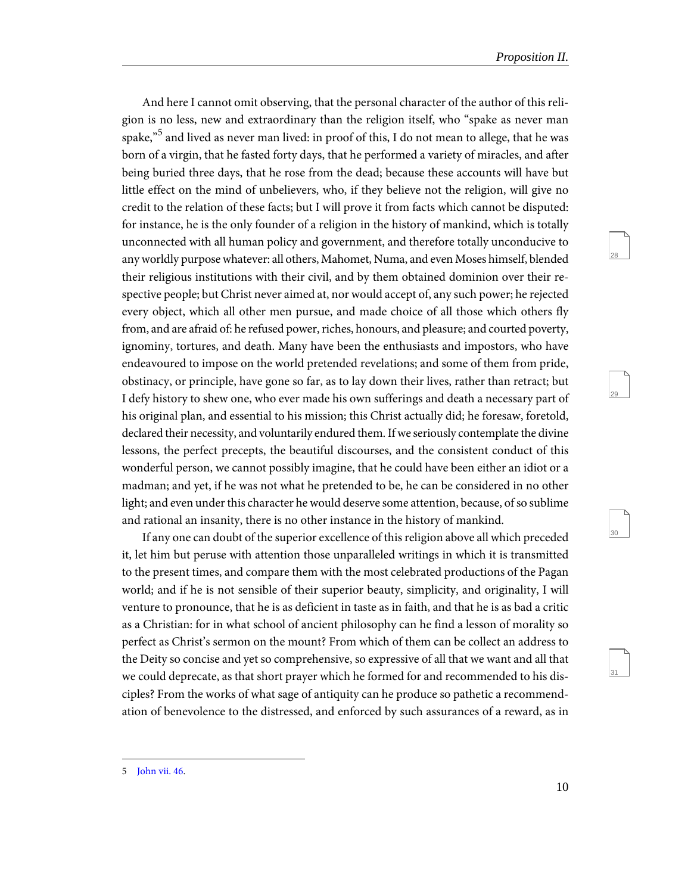And here I cannot omit observing, that the personal character of the author of this religion is no less, new and extraordinary than the religion itself, who “spake as never man spake,”[5] and lived as never man lived: in proof of this, I do not mean to allege, that he was born of a virgin, that he fasted forty days, that he performed a variety of miracles, and after being buried three days, that he rose from the dead; because these accounts will have but little effect on the mind of unbelievers, who, if they believe not the religion, will give no credit to the relation of these facts; but I will prove it from facts which cannot be disputed: for instance, he is the only founder of a religion in the history of mankind, which is totally unconnected with all human policy and government, and therefore totally unconducive to any worldly purpose whatever: all others, Mahomet, Numa, and even Moses himself, blended their religious institutions with their civil, and by them obtained dominion over their respective people; but Christ never aimed at, nor would accept of, any such power; he rejected every object, which all other men pursue, and made choice of all those which others fly from, and are afraid of: he refused power, riches, honours, and pleasure; and courted poverty, ignominy, tortures, and death. Many have been the enthusiasts and impostors, who have endeavoured to impose on the world pretended revelations; and some of them from pride, obstinacy, or principle, have gone so far, as to lay down their lives, rather than retract; but I defy history to shew one, who ever made his own sufferings and death a necessary part of his original plan, and essential to his mission; this Christ actually did; he foresaw, foretold, declared their necessity, and voluntarily endured them. If we seriously contemplate the divine lessons, the perfect precepts, the beautiful discourses, and the consistent conduct of this wonderful person, we cannot possibly imagine, that he could have been either an idiot or a madman; and yet, if he was not what he pretended to be, he can be considered in no other light; and even under this character he would deserve some attention, because, of so sublime and rational an insanity, there is no other instance in the history of mankind.

If any one can doubt of the superior excellence of this religion above all which preceded it, let him but peruse with attention those unparalleled writings in which it is transmitted to the present times, and compare them with the most celebrated productions of the Pagan world; and if he is not sensible of their superior beauty, simplicity, and originality, I will venture to pronounce, that he is as deficient in taste as in faith, and that he is as bad a critic as a Christian: for in what school of ancient philosophy can he find a lesson of morality so perfect as Christ’s sermon on the mount? From which of them can be collect an address to the Deity so concise and yet so comprehensive, so expressive of all that we want and all that we could deprecate, as that short prayer which he formed for and recommended to his disciples? From the works of what sage of antiquity can he produce so pathetic a recommendation of benevolence to the distressed, and enforced by such assurances of a reward, as in

---

5 John vii. 46.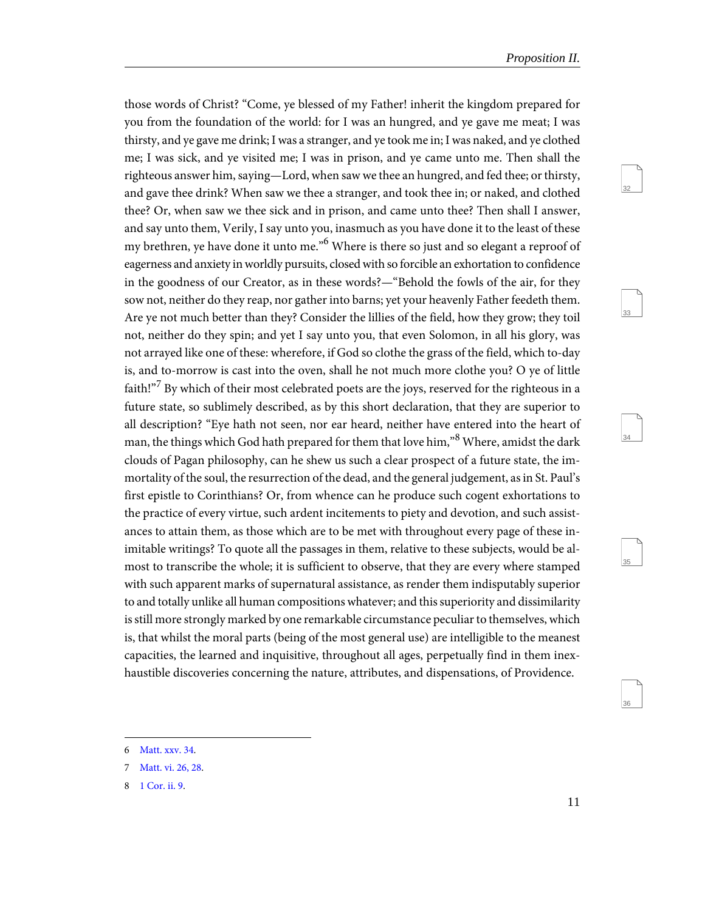those words of Christ? "Come, ye blessed of my Father! inherit the kingdom prepared for you from the foundation of the world: for I was an hungred, and ye gave me meat; I was thirsty, and ye gave me drink; I was a stranger, and ye took me in; I was naked, and ye clothed me; I was sick, and ye visited me; I was in prison, and ye came unto me. Then shall the righteous answer him, saying—Lord, when saw we thee an hungred, and fed thee; or thirsty, and gave thee drink? When saw we thee a stranger, and took thee in; or naked, and clothed thee? Or, when saw we thee sick and in prison, and came unto thee? Then shall I answer, and say unto them, Verily, I say unto you, inasmuch as you have done it to the least of these my brethren, ye have done it unto me."[6] Where is there so just and so elegant a reproof of eagerness and anxiety in worldly pursuits, closed with so forcible an exhortation to confidence in the goodness of our Creator, as in these words?—"Behold the fowls of the air, for they sow not, neither do they reap, nor gather into barns; yet your heavenly Father feedeth them. Are ye not much better than they? Consider the lillies of the field, how they grow; they toil not, neither do they spin; and yet I say unto you, that even Solomon, in all his glory, was not arrayed like one of these: wherefore, if God so clothe the grass of the field, which to-day is, and to-morrow is cast into the oven, shall he not much more clothe you? O ye of little faith!"[7] By which of their most celebrated poets are the joys, reserved for the righteous in a future state, so sublimely described, as by this short declaration, that they are superior to all description? "Eye hath not seen, nor ear heard, neither have entered into the heart of man, the things which God hath prepared for them that love him,"[8] Where, amidst the dark clouds of Pagan philosophy, can he shew us such a clear prospect of a future state, the immortality of the soul, the resurrection of the dead, and the general judgement, as in St. Paul's first epistle to Corinthians? Or, from whence can he produce such cogent exhortations to the practice of every virtue, such ardent incitements to piety and devotion, and such assistances to attain them, as those which are to be met with throughout every page of these inimitable writings? To quote all the passages in them, relative to these subjects, would be almost to transcribe the whole; it is sufficient to observe, that they are every where stamped with such apparent marks of supernatural assistance, as render them indisputably superior to and totally unlike all human compositions whatever; and this superiority and dissimilarity is still more strongly marked by one remarkable circumstance peculiar to themselves, which is, that whilst the moral parts (being of the most general use) are intelligible to the meanest capacities, the learned and inquisitive, throughout all ages, perpetually find in them inexhaustible discoveries concerning the nature, attributes, and dispensations, of Providence.

---

6 Matt. xxv. 34.

7 Matt. vi. 26, 28.

8 1 Cor. ii. 9.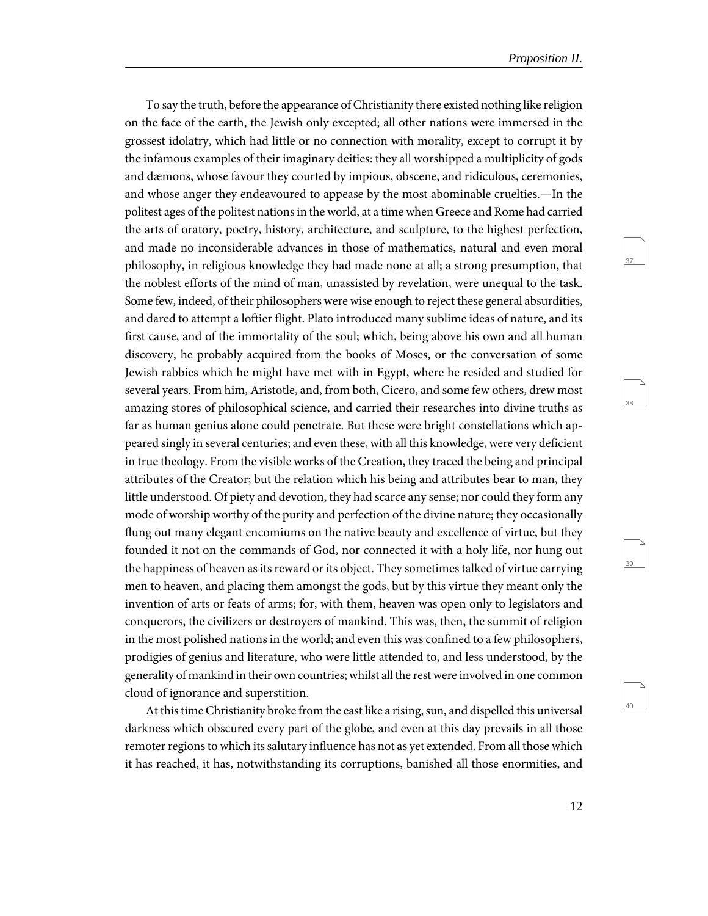To say the truth, before the appearance of Christianity there existed nothing like religion on the face of the earth, the Jewish only excepted; all other nations were immersed in the grossest idolatry, which had little or no connection with morality, except to corrupt it by the infamous examples of their imaginary deities: they all worshipped a multiplicity of gods and dæmons, whose favour they courted by impious, obscene, and ridiculous, ceremonies, and whose anger they endeavoured to appease by the most abominable cruelties.—In the politest ages of the politest nations in the world, at a time when Greece and Rome had carried the arts of oratory, poetry, history, architecture, and sculpture, to the highest perfection, and made no inconsiderable advances in those of mathematics, natural and even moral philosophy, in religious knowledge they had made none at all; a strong presumption, that the noblest efforts of the mind of man, unassisted by revelation, were unequal to the task. Some few, indeed, of their philosophers were wise enough to reject these general absurdities, and dared to attempt a loftier flight. Plato introduced many sublime ideas of nature, and its first cause, and of the immortality of the soul; which, being above his own and all human discovery, he probably acquired from the books of Moses, or the conversation of some Jewish rabbies which he might have met with in Egypt, where he resided and studied for several years. From him, Aristotle, and, from both, Cicero, and some few others, drew most amazing stores of philosophical science, and carried their researches into divine truths as far as human genius alone could penetrate. But these were bright constellations which appeared singly in several centuries; and even these, with all this knowledge, were very deficient in true theology. From the visible works of the Creation, they traced the being and principal attributes of the Creator; but the relation which his being and attributes bear to man, they little understood. Of piety and devotion, they had scarce any sense; nor could they form any mode of worship worthy of the purity and perfection of the divine nature; they occasionally flung out many elegant encomiums on the native beauty and excellence of virtue, but they founded it not on the commands of God, nor connected it with a holy life, nor hung out the happiness of heaven as its reward or its object. They sometimes talked of virtue carrying men to heaven, and placing them amongst the gods, but by this virtue they meant only the invention of arts or feats of arms; for, with them, heaven was open only to legislators and conquerors, the civilizers or destroyers of mankind. This was, then, the summit of religion in the most polished nations in the world; and even this was confined to a few philosophers, prodigies of genius and literature, who were little attended to, and less understood, by the generality of mankind in their own countries; whilst all the rest were involved in one common cloud of ignorance and superstition.

At this time Christianity broke from the east like a rising, sun, and dispelled this universal darkness which obscured every part of the globe, and even at this day prevails in all those remoter regions to which its salutary influence has not as yet extended. From all those which it has reached, it has, notwithstanding its corruptions, banished all those enormities, and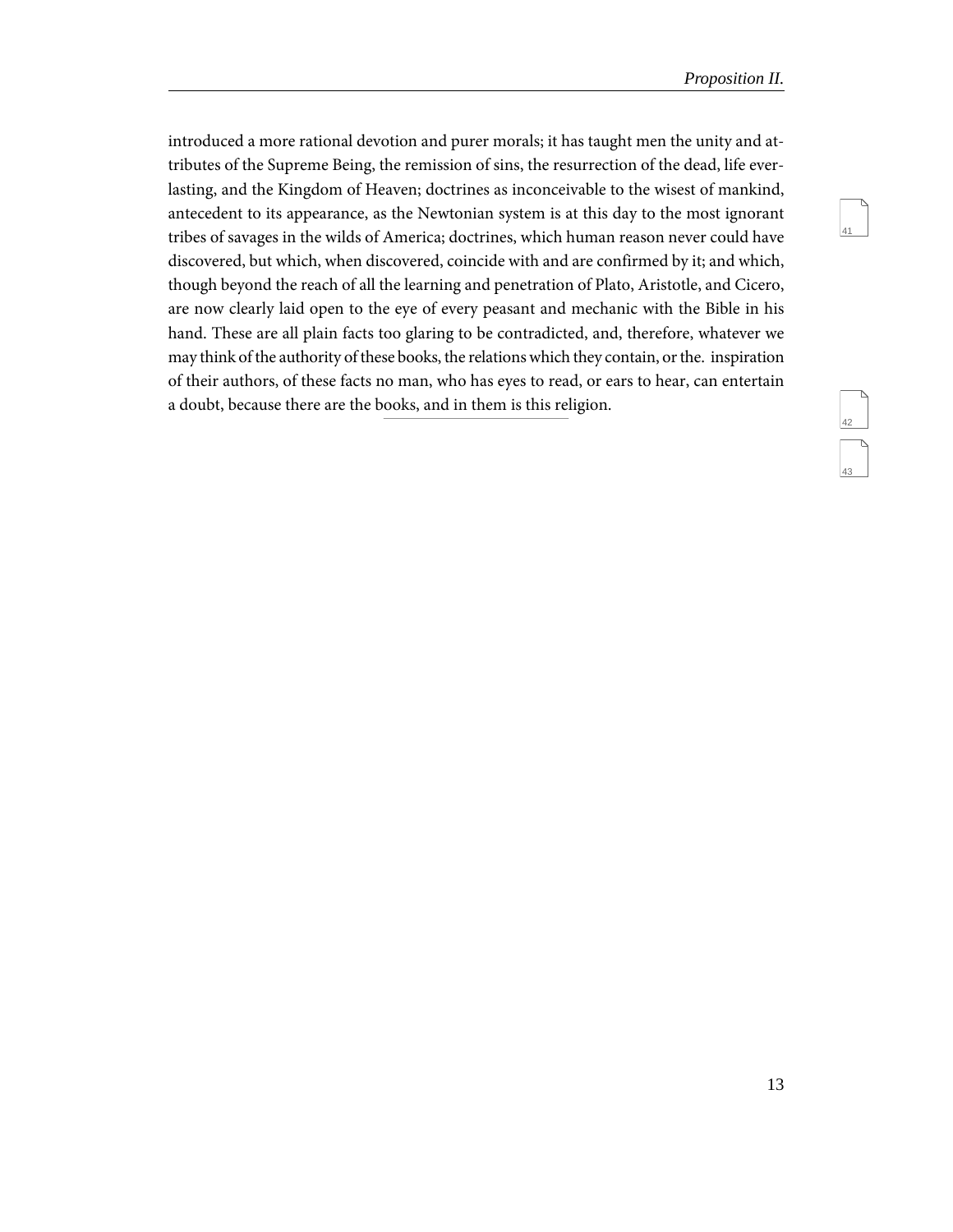introduced a more rational devotion and purer morals; it has taught men the unity and attributes of the Supreme Being, the remission of sins, the resurrection of the dead, life everlasting, and the Kingdom of Heaven; doctrines as inconceivable to the wisest of mankind, antecedent to its appearance, as the Newtonian system is at this day to the most ignorant tribes of savages in the wilds of America; doctrines, which human reason never could have discovered, but which, when discovered, coincide with and are confirmed by it; and which, though beyond the reach of all the learning and penetration of Plato, Aristotle, and Cicero, are now clearly laid open to the eye of every peasant and mechanic with the Bible in his hand. These are all plain facts too glaring to be contradicted, and, therefore, whatever we may think of the authority of these books, the relations which they contain, or the. inspiration of their authors, of these facts no man, who has eyes to read, or ears to hear, can entertain a doubt, because there are the books, and in them is this religion.

---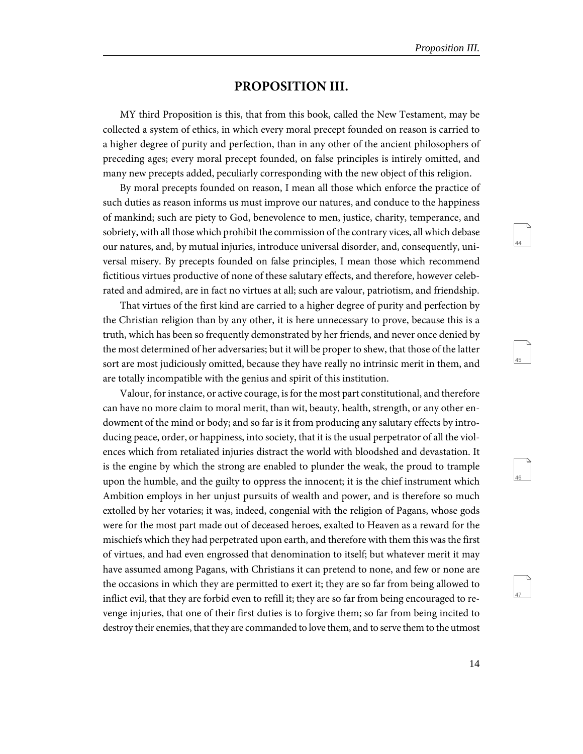## PROPOSITION III.

MY third Proposition is this, that from this book, called the New Testament, may be collected a system of ethics, in which every moral precept founded on reason is carried to a higher degree of purity and perfection, than in any other of the ancient philosophers of preceding ages; every moral precept founded, on false principles is intirely omitted, and many new precepts added, peculiarly corresponding with the new object of this religion.

By moral precepts founded on reason, I mean all those which enforce the practice of such duties as reason informs us must improve our natures, and conduce to the happiness of mankind; such are piety to God, benevolence to men, justice, charity, temperance, and sobriety, with all those which prohibit the commission of the contrary vices, all which debase our natures, and, by mutual injuries, introduce universal disorder, and, consequently, universal misery. By precepts founded on false principles, I mean those which recommend fictitious virtues productive of none of these salutary effects, and therefore, however celebrated and admired, are in fact no virtues at all; such are valour, patriotism, and friendship.

That virtues of the first kind are carried to a higher degree of purity and perfection by the Christian religion than by any other, it is here unnecessary to prove, because this is a truth, which has been so frequently demonstrated by her friends, and never once denied by the most determined of her adversaries; but it will be proper to shew, that those of the latter sort are most judiciously omitted, because they have really no intrinsic merit in them, and are totally incompatible with the genius and spirit of this institution.

Valour, for instance, or active courage, is for the most part constitutional, and therefore can have no more claim to moral merit, than wit, beauty, health, strength, or any other endowment of the mind or body; and so far is it from producing any salutary effects by introducing peace, order, or happiness, into society, that it is the usual perpetrator of all the violences which from retaliated injuries distract the world with bloodshed and devastation. It is the engine by which the strong are enabled to plunder the weak, the proud to trample upon the humble, and the guilty to oppress the innocent; it is the chief instrument which Ambition employs in her unjust pursuits of wealth and power, and is therefore so much extolled by her votaries; it was, indeed, congenial with the religion of Pagans, whose gods were for the most part made out of deceased heroes, exalted to Heaven as a reward for the mischiefs which they had perpetrated upon earth, and therefore with them this was the first of virtues, and had even engrossed that denomination to itself; but whatever merit it may have assumed among Pagans, with Christians it can pretend to none, and few or none are the occasions in which they are permitted to exert it; they are so far from being allowed to inflict evil, that they are forbid even to refill it; they are so far from being encouraged to revenge injuries, that one of their first duties is to forgive them; so far from being incited to destroy their enemies, that they are commanded to love them, and to serve them to the utmost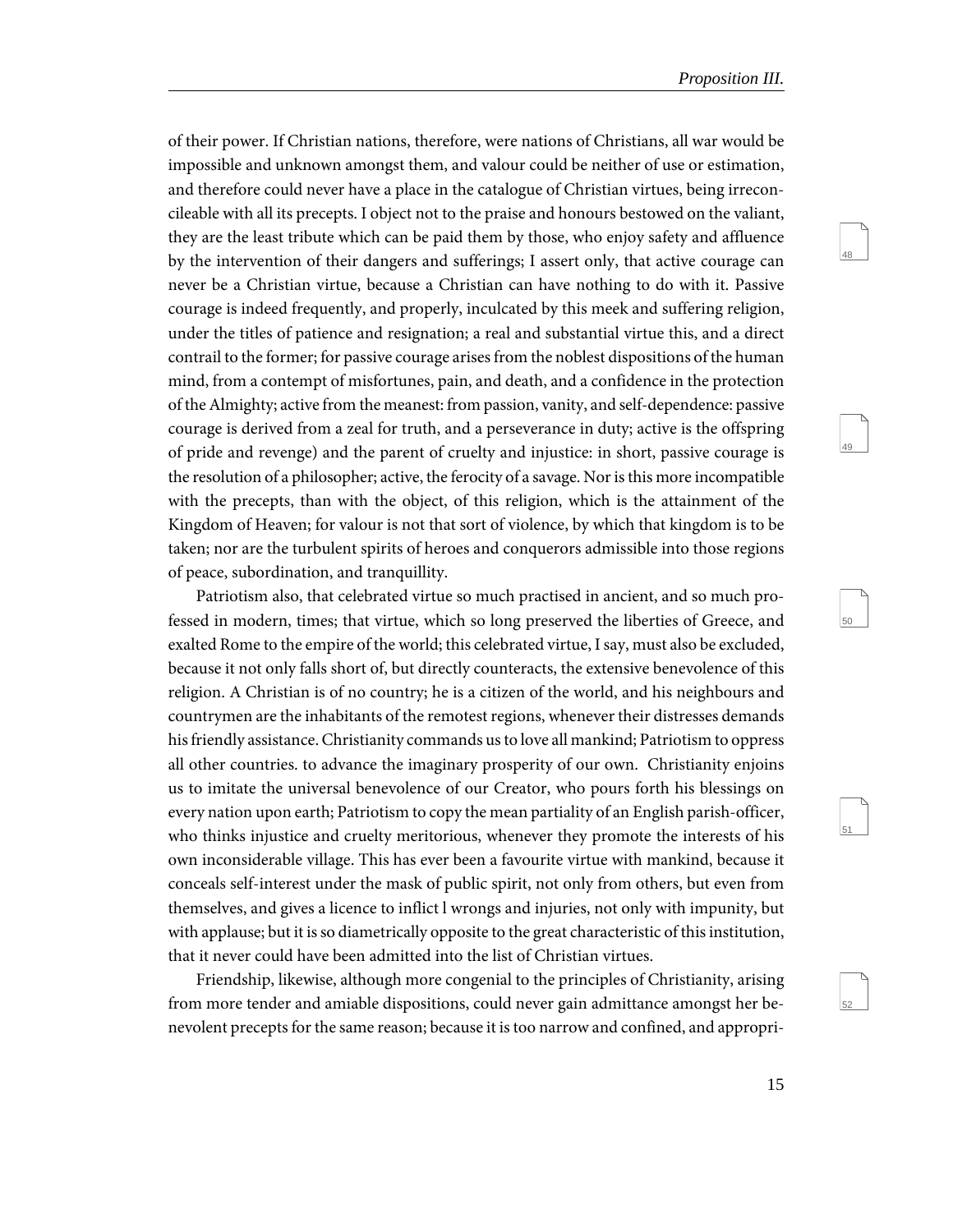of their power. If Christian nations, therefore, were nations of Christians, all war would be impossible and unknown amongst them, and valour could be neither of use or estimation, and therefore could never have a place in the catalogue of Christian virtues, being irreconcileable with all its precepts. I object not to the praise and honours bestowed on the valiant, they are the least tribute which can be paid them by those, who enjoy safety and affluence by the intervention of their dangers and sufferings; I assert only, that active courage can never be a Christian virtue, because a Christian can have nothing to do with it. Passive courage is indeed frequently, and properly, inculcated by this meek and suffering religion, under the titles of patience and resignation; a real and substantial virtue this, and a direct contrail to the former; for passive courage arises from the noblest dispositions of the human mind, from a contempt of misfortunes, pain, and death, and a confidence in the protection of the Almighty; active from the meanest: from passion, vanity, and self-dependence: passive courage is derived from a zeal for truth, and a perseverance in duty; active is the offspring of pride and revenge) and the parent of cruelty and injustice: in short, passive courage is the resolution of a philosopher; active, the ferocity of a savage. Nor is this more incompatible with the precepts, than with the object, of this religion, which is the attainment of the Kingdom of Heaven; for valour is not that sort of violence, by which that kingdom is to be taken; nor are the turbulent spirits of heroes and conquerors admissible into those regions of peace, subordination, and tranquillity.

Patriotism also, that celebrated virtue so much practised in ancient, and so much professed in modern, times; that virtue, which so long preserved the liberties of Greece, and exalted Rome to the empire of the world; this celebrated virtue, I say, must also be excluded, because it not only falls short of, but directly counteracts, the extensive benevolence of this religion. A Christian is of no country; he is a citizen of the world, and his neighbours and countrymen are the inhabitants of the remotest regions, whenever their distresses demands his friendly assistance. Christianity commands us to love all mankind; Patriotism to oppress all other countries. to advance the imaginary prosperity of our own. Christianity enjoins us to imitate the universal benevolence of our Creator, who pours forth his blessings on every nation upon earth; Patriotism to copy the mean partiality of an English parish-officer, who thinks injustice and cruelty meritorious, whenever they promote the interests of his own inconsiderable village. This has ever been a favourite virtue with mankind, because it conceals self-interest under the mask of public spirit, not only from others, but even from themselves, and gives a licence to inflict l wrongs and injuries, not only with impunity, but with applause; but it is so diametrically opposite to the great characteristic of this institution, that it never could have been admitted into the list of Christian virtues.

Friendship, likewise, although more congenial to the principles of Christianity, arising from more tender and amiable dispositions, could never gain admittance amongst her benevolent precepts for the same reason; because it is too narrow and confined, and appropri-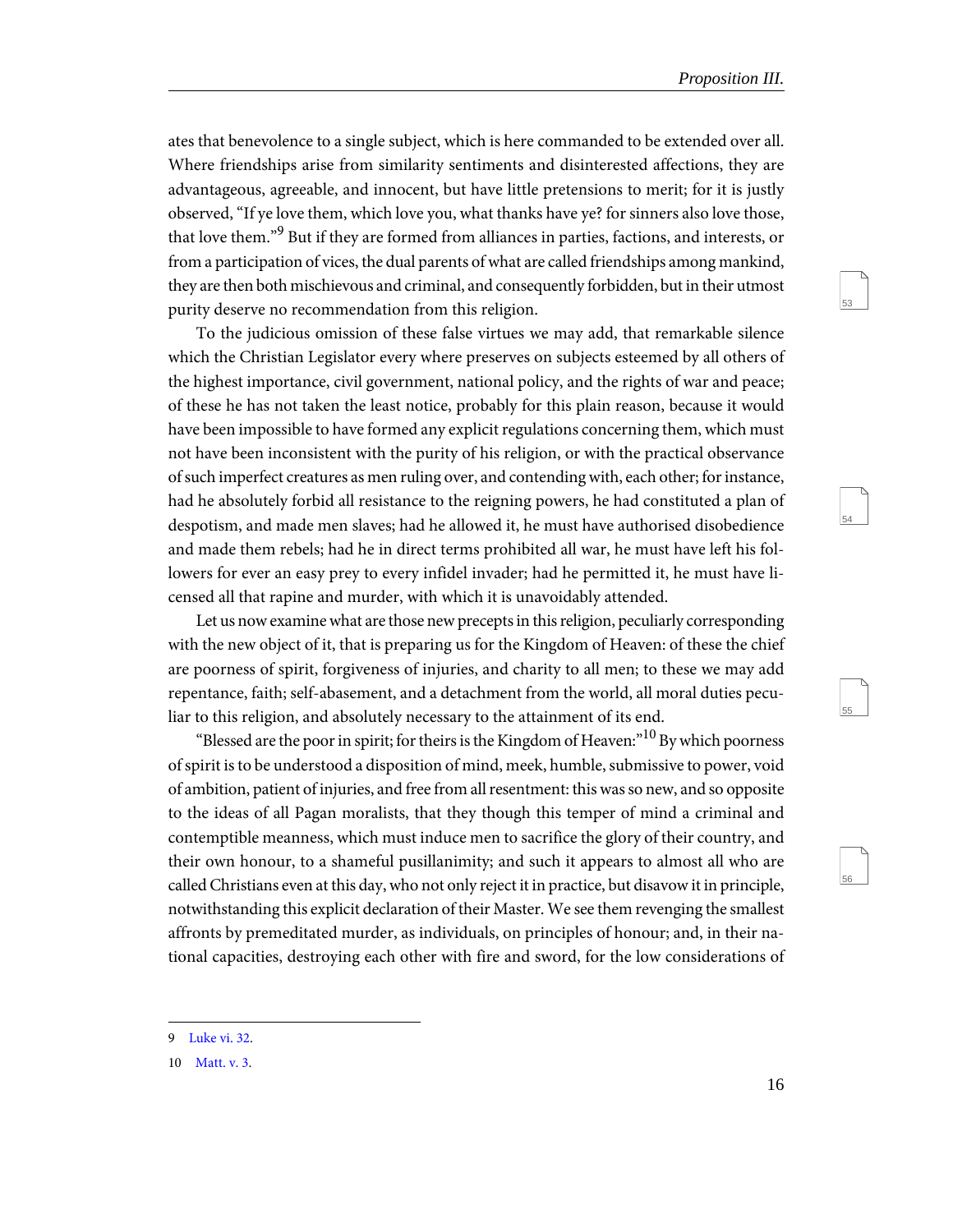ates that benevolence to a single subject, which is here commanded to be extended over all. Where friendships arise from similarity sentiments and disinterested affections, they are advantageous, agreeable, and innocent, but have little pretensions to merit; for it is justly observed, "If ye love them, which love you, what thanks have ye? for sinners also love those, that love them."[9] But if they are formed from alliances in parties, factions, and interests, or from a participation of vices, the dual parents of what are called friendships among mankind, they are then both mischievous and criminal, and consequently forbidden, but in their utmost purity deserve no recommendation from this religion.

To the judicious omission of these false virtues we may add, that remarkable silence which the Christian Legislator every where preserves on subjects esteemed by all others of the highest importance, civil government, national policy, and the rights of war and peace; of these he has not taken the least notice, probably for this plain reason, because it would have been impossible to have formed any explicit regulations concerning them, which must not have been inconsistent with the purity of his religion, or with the practical observance of such imperfect creatures as men ruling over, and contending with, each other; for instance, had he absolutely forbid all resistance to the reigning powers, he had constituted a plan of despotism, and made men slaves; had he allowed it, he must have authorised disobedience and made them rebels; had he in direct terms prohibited all war, he must have left his followers for ever an easy prey to every infidel invader; had he permitted it, he must have licensed all that rapine and murder, with which it is unavoidably attended.

Let us now examine what are those new precepts in this religion, peculiarly corresponding with the new object of it, that is preparing us for the Kingdom of Heaven: of these the chief are poorness of spirit, forgiveness of injuries, and charity to all men; to these we may add repentance, faith; self-abasement, and a detachment from the world, all moral duties peculiar to this religion, and absolutely necessary to the attainment of its end.

"Blessed are the poor in spirit; for theirs is the Kingdom of Heaven:"[10] By which poorness of spirit is to be understood a disposition of mind, meek, humble, submissive to power, void of ambition, patient of injuries, and free from all resentment: this was so new, and so opposite to the ideas of all Pagan moralists, that they though this temper of mind a criminal and contemptible meanness, which must induce men to sacrifice the glory of their country, and their own honour, to a shameful pusillanimity; and such it appears to almost all who are called Christians even at this day, who not only reject it in practice, but disavow it in principle, notwithstanding this explicit declaration of their Master. We see them revenging the smallest affronts by premeditated murder, as individuals, on principles of honour; and, in their national capacities, destroying each other with fire and sword, for the low considerations of

---

9 Luke vi. 32.

10 Matt. v. 3.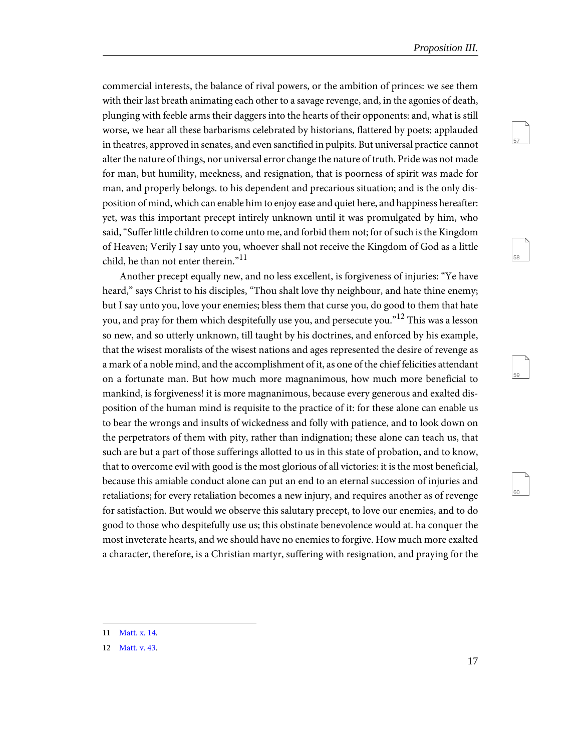commercial interests, the balance of rival powers, or the ambition of princes: we see them with their last breath animating each other to a savage revenge, and, in the agonies of death, plunging with feeble arms their daggers into the hearts of their opponents: and, what is still worse, we hear all these barbarisms celebrated by historians, flattered by poets; applauded in theatres, approved in senates, and even sanctified in pulpits. But universal practice cannot alter the nature of things, nor universal error change the nature of truth. Pride was not made for man, but humility, meekness, and resignation, that is poorness of spirit was made for man, and properly belongs. to his dependent and precarious situation; and is the only disposition of mind, which can enable him to enjoy ease and quiet here, and happiness hereafter: yet, was this important precept intirely unknown until it was promulgated by him, who said, "Suffer little children to come unto me, and forbid them not; for of such is the Kingdom of Heaven; Verily I say unto you, whoever shall not receive the Kingdom of God as a little child, he than not enter therein."[11]

Another precept equally new, and no less excellent, is forgiveness of injuries: "Ye have heard," says Christ to his disciples, "Thou shalt love thy neighbour, and hate thine enemy; but I say unto you, love your enemies; bless them that curse you, do good to them that hate you, and pray for them which despitefully use you, and persecute you."[12] This was a lesson so new, and so utterly unknown, till taught by his doctrines, and enforced by his example, that the wisest moralists of the wisest nations and ages represented the desire of revenge as a mark of a noble mind, and the accomplishment of it, as one of the chief felicities attendant on a fortunate man. But how much more magnanimous, how much more beneficial to mankind, is forgiveness! it is more magnanimous, because every generous and exalted disposition of the human mind is requisite to the practice of it: for these alone can enable us to bear the wrongs and insults of wickedness and folly with patience, and to look down on the perpetrators of them with pity, rather than indignation; these alone can teach us, that such are but a part of those sufferings allotted to us in this state of probation, and to know, that to overcome evil with good is the most glorious of all victories: it is the most beneficial, because this amiable conduct alone can put an end to an eternal succession of injuries and retaliations; for every retaliation becomes a new injury, and requires another as of revenge for satisfaction. But would we observe this salutary precept, to love our enemies, and to do good to those who despitefully use us; this obstinate benevolence would at. ha conquer the most inveterate hearts, and we should have no enemies to forgive. How much more exalted a character, therefore, is a Christian martyr, suffering with resignation, and praying for the

---

11 Matt. x. 14.

12 Matt. v. 43.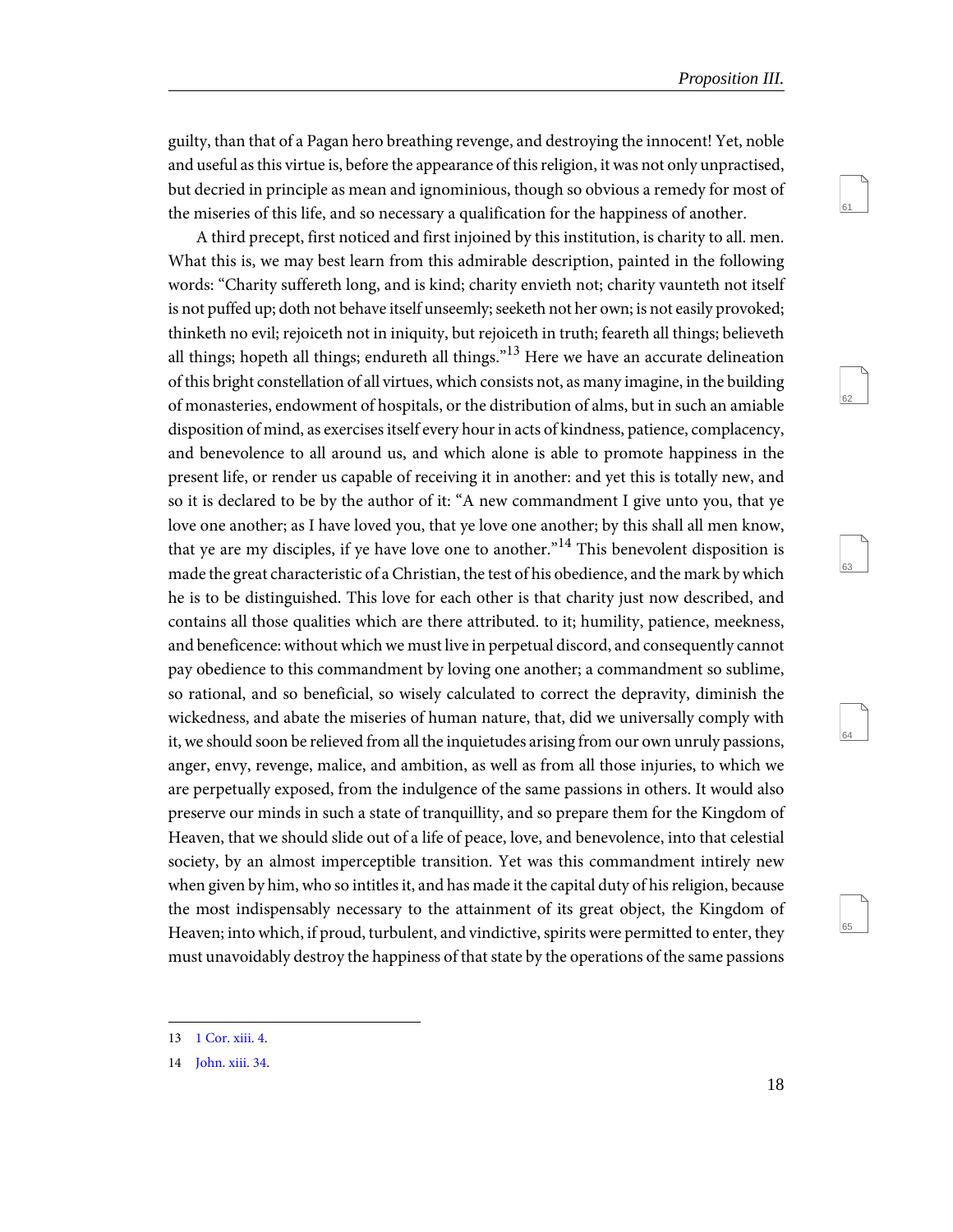guilty, than that of a Pagan hero breathing revenge, and destroying the innocent! Yet, noble and useful as this virtue is, before the appearance of this religion, it was not only unpractised, but decried in principle as mean and ignominious, though so obvious a remedy for most of the miseries of this life, and so necessary a qualification for the happiness of another.

A third precept, first noticed and first injoined by this institution, is charity to all. men. What this is, we may best learn from this admirable description, painted in the following words: “Charity suffereth long, and is kind; charity envieth not; charity vaunteth not itself is not puffed up; doth not behave itself unseemly; seeketh not her own; is not easily provoked; thinketh no evil; rejoiceth not in iniquity, but rejoiceth in truth; feareth all things; believeth all things; hopeth all things; endureth all things.”[13] Here we have an accurate delineation of this bright constellation of all virtues, which consists not, as many imagine, in the building of monasteries, endowment of hospitals, or the distribution of alms, but in such an amiable disposition of mind, as exercises itself every hour in acts of kindness, patience, complacency, and benevolence to all around us, and which alone is able to promote happiness in the present life, or render us capable of receiving it in another: and yet this is totally new, and so it is declared to be by the author of it: “A new commandment I give unto you, that ye love one another; as I have loved you, that ye love one another; by this shall all men know, that ye are my disciples, if ye have love one to another.”[14] This benevolent disposition is made the great characteristic of a Christian, the test of his obedience, and the mark by which he is to be distinguished. This love for each other is that charity just now described, and contains all those qualities which are there attributed. to it; humility, patience, meekness, and beneficence: without which we must live in perpetual discord, and consequently cannot pay obedience to this commandment by loving one another; a commandment so sublime, so rational, and so beneficial, so wisely calculated to correct the depravity, diminish the wickedness, and abate the miseries of human nature, that, did we universally comply with it, we should soon be relieved from all the inquietudes arising from our own unruly passions, anger, envy, revenge, malice, and ambition, as well as from all those injuries, to which we are perpetually exposed, from the indulgence of the same passions in others. It would also preserve our minds in such a state of tranquillity, and so prepare them for the Kingdom of Heaven, that we should slide out of a life of peace, love, and benevolence, into that celestial society, by an almost imperceptible transition. Yet was this commandment intirely new when given by him, who so intitles it, and has made it the capital duty of his religion, because the most indispensably necessary to the attainment of its great object, the Kingdom of Heaven; into which, if proud, turbulent, and vindictive, spirits were permitted to enter, they must unavoidably destroy the happiness of that state by the operations of the same passions

---

13 1 Cor. xiii. 4.

14 John. xiii. 34.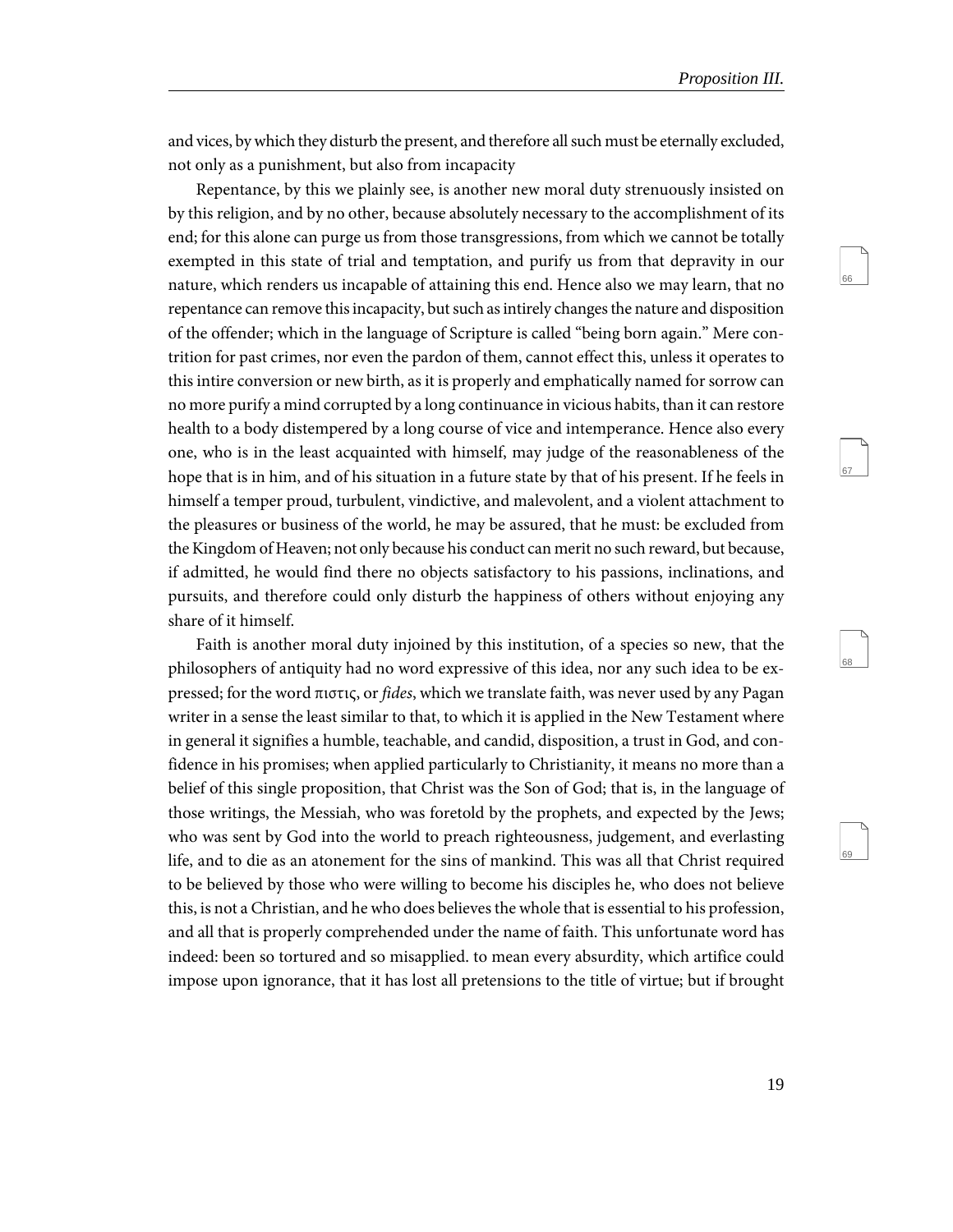and vices, by which they disturb the present, and therefore all such must be eternally excluded, not only as a punishment, but also from incapacity

Repentance, by this we plainly see, is another new moral duty strenuously insisted on by this religion, and by no other, because absolutely necessary to the accomplishment of its end; for this alone can purge us from those transgressions, from which we cannot be totally exempted in this state of trial and temptation, and purify us from that depravity in our nature, which renders us incapable of attaining this end. Hence also we may learn, that no repentance can remove this incapacity, but such as intirely changes the nature and disposition of the offender; which in the language of Scripture is called "being born again." Mere contrition for past crimes, nor even the pardon of them, cannot effect this, unless it operates to this intire conversion or new birth, as it is properly and emphatically named for sorrow can no more purify a mind corrupted by a long continuance in vicious habits, than it can restore health to a body distempered by a long course of vice and intemperance. Hence also every one, who is in the least acquainted with himself, may judge of the reasonableness of the hope that is in him, and of his situation in a future state by that of his present. If he feels in himself a temper proud, turbulent, vindictive, and malevolent, and a violent attachment to the pleasures or business of the world, he may be assured, that he must: be excluded from the Kingdom of Heaven; not only because his conduct can merit no such reward, but because, if admitted, he would find there no objects satisfactory to his passions, inclinations, and pursuits, and therefore could only disturb the happiness of others without enjoying any share of it himself.

Faith is another moral duty injoined by this institution, of a species so new, that the philosophers of antiquity had no word expressive of this idea, nor any such idea to be expressed; for the word πιστις, or *fides*, which we translate faith, was never used by any Pagan writer in a sense the least similar to that, to which it is applied in the New Testament where in general it signifies a humble, teachable, and candid, disposition, a trust in God, and confidence in his promises; when applied particularly to Christianity, it means no more than a belief of this single proposition, that Christ was the Son of God; that is, in the language of those writings, the Messiah, who was foretold by the prophets, and expected by the Jews; who was sent by God into the world to preach righteousness, judgement, and everlasting life, and to die as an atonement for the sins of mankind. This was all that Christ required to be believed by those who were willing to become his disciples he, who does not believe this, is not a Christian, and he who does believes the whole that is essential to his profession, and all that is properly comprehended under the name of faith. This unfortunate word has indeed: been so tortured and so misapplied. to mean every absurdity, which artifice could impose upon ignorance, that it has lost all pretensions to the title of virtue; but if brought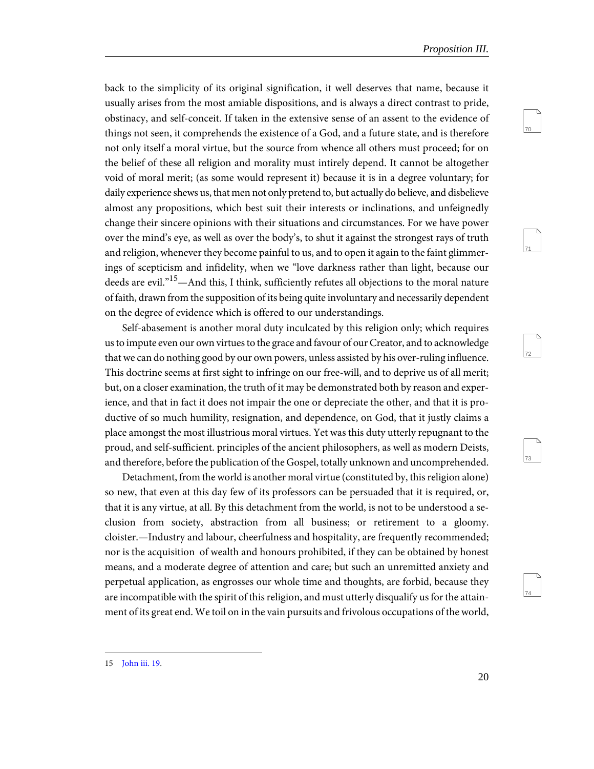back to the simplicity of its original signification, it well deserves that name, because it usually arises from the most amiable dispositions, and is always a direct contrast to pride, obstinacy, and self-conceit. If taken in the extensive sense of an assent to the evidence of things not seen, it comprehends the existence of a God, and a future state, and is therefore not only itself a moral virtue, but the source from whence all others must proceed; for on the belief of these all religion and morality must intirely depend. It cannot be altogether void of moral merit; (as some would represent it) because it is in a degree voluntary; for daily experience shews us, that men not only pretend to, but actually do believe, and disbelieve almost any propositions, which best suit their interests or inclinations, and unfeignedly change their sincere opinions with their situations and circumstances. For we have power over the mind's eye, as well as over the body's, to shut it against the strongest rays of truth and religion, whenever they become painful to us, and to open it again to the faint glimmerings of scepticism and infidelity, when we "love darkness rather than light, because our deeds are evil."[15]—And this, I think, sufficiently refutes all objections to the moral nature of faith, drawn from the supposition of its being quite involuntary and necessarily dependent on the degree of evidence which is offered to our understandings.

Self-abasement is another moral duty inculcated by this religion only; which requires us to impute even our own virtues to the grace and favour of our Creator, and to acknowledge that we can do nothing good by our own powers, unless assisted by his over-ruling influence. This doctrine seems at first sight to infringe on our free-will, and to deprive us of all merit; but, on a closer examination, the truth of it may be demonstrated both by reason and experience, and that in fact it does not impair the one or depreciate the other, and that it is productive of so much humility, resignation, and dependence, on God, that it justly claims a place amongst the most illustrious moral virtues. Yet was this duty utterly repugnant to the proud, and self-sufficient. principles of the ancient philosophers, as well as modern Deists, and therefore, before the publication of the Gospel, totally unknown and uncomprehended.

Detachment, from the world is another moral virtue (constituted by, this religion alone) so new, that even at this day few of its professors can be persuaded that it is required, or, that it is any virtue, at all. By this detachment from the world, is not to be understood a seclusion from society, abstraction from all business; or retirement to a gloomy. cloister.—Industry and labour, cheerfulness and hospitality, are frequently recommended; nor is the acquisition of wealth and honours prohibited, if they can be obtained by honest means, and a moderate degree of attention and care; but such an unremitted anxiety and perpetual application, as engrosses our whole time and thoughts, are forbid, because they are incompatible with the spirit of this religion, and must utterly disqualify us for the attainment of its great end. We toil on in the vain pursuits and frivolous occupations of the world,

---

15 John iii. 19.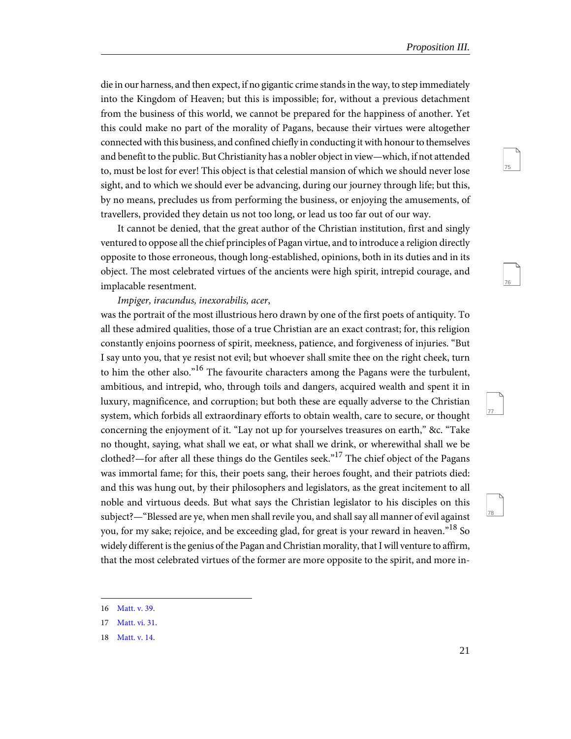die in our harness, and then expect, if no gigantic crime stands in the way, to step immediately into the Kingdom of Heaven; but this is impossible; for, without a previous detachment from the business of this world, we cannot be prepared for the happiness of another. Yet this could make no part of the morality of Pagans, because their virtues were altogether connected with this business, and confined chiefly in conducting it with honour to themselves and benefit to the public. But Christianity has a nobler object in view—which, if not attended to, must be lost for ever! This object is that celestial mansion of which we should never lose sight, and to which we should ever be advancing, during our journey through life; but this, by no means, precludes us from performing the business, or enjoying the amusements, of travellers, provided they detain us not too long, or lead us too far out of our way.

It cannot be denied, that the great author of the Christian institution, first and singly ventured to oppose all the chief principles of Pagan virtue, and to introduce a religion directly opposite to those erroneous, though long-established, opinions, both in its duties and in its object. The most celebrated virtues of the ancients were high spirit, intrepid courage, and implacable resentment.

*Impiger, iracundus, inexorabilis, acer*,

was the portrait of the most illustrious hero drawn by one of the first poets of antiquity. To all these admired qualities, those of a true Christian are an exact contrast; for, this religion constantly enjoins poorness of spirit, meekness, patience, and forgiveness of injuries. "But I say unto you, that ye resist not evil; but whoever shall smite thee on the right cheek, turn to him the other also."[16] The favourite characters among the Pagans were the turbulent, ambitious, and intrepid, who, through toils and dangers, acquired wealth and spent it in luxury, magnificence, and corruption; but both these are equally adverse to the Christian system, which forbids all extraordinary efforts to obtain wealth, care to secure, or thought concerning the enjoyment of it. "Lay not up for yourselves treasures on earth," &c. "Take no thought, saying, what shall we eat, or what shall we drink, or wherewithal shall we be clothed?—for after all these things do the Gentiles seek."[17] The chief object of the Pagans was immortal fame; for this, their poets sang, their heroes fought, and their patriots died: and this was hung out, by their philosophers and legislators, as the great incitement to all noble and virtuous deeds. But what says the Christian legislator to his disciples on this subject?—"Blessed are ye, when men shall revile you, and shall say all manner of evil against you, for my sake; rejoice, and be exceeding glad, for great is your reward in heaven."[18] So widely different is the genius of the Pagan and Christian morality, that I will venture to affirm, that the most celebrated virtues of the former are more opposite to the spirit, and more in-

---

16 Matt. v. 39.

17 Matt. vi. 31.

18 Matt. v. 14.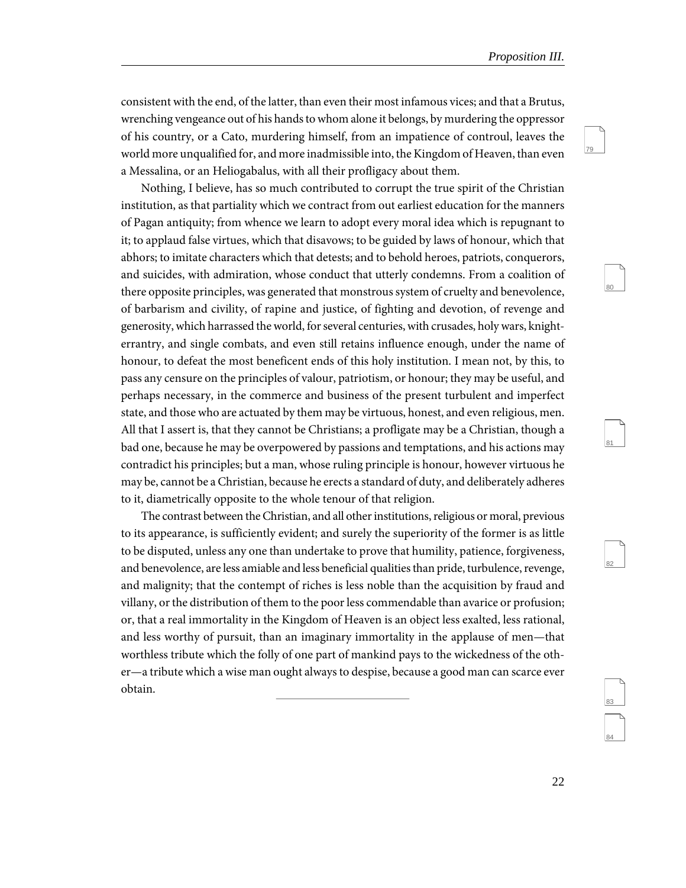consistent with the end, of the latter, than even their most infamous vices; and that a Brutus, wrenching vengeance out of his hands to whom alone it belongs, by murdering the oppressor of his country, or a Cato, murdering himself, from an impatience of controul, leaves the world more unqualified for, and more inadmissible into, the Kingdom of Heaven, than even a Messalina, or an Heliogabalus, with all their profligacy about them.

Nothing, I believe, has so much contributed to corrupt the true spirit of the Christian institution, as that partiality which we contract from out earliest education for the manners of Pagan antiquity; from whence we learn to adopt every moral idea which is repugnant to it; to applaud false virtues, which that disavows; to be guided by laws of honour, which that abhors; to imitate characters which that detests; and to behold heroes, patriots, conquerors, and suicides, with admiration, whose conduct that utterly condemns. From a coalition of there opposite principles, was generated that monstrous system of cruelty and benevolence, of barbarism and civility, of rapine and justice, of fighting and devotion, of revenge and generosity, which harrassed the world, for several centuries, with crusades, holy wars, knight-errantry, and single combats, and even still retains influence enough, under the name of honour, to defeat the most beneficent ends of this holy institution. I mean not, by this, to pass any censure on the principles of valour, patriotism, or honour; they may be useful, and perhaps necessary, in the commerce and business of the present turbulent and imperfect state, and those who are actuated by them may be virtuous, honest, and even religious, men. All that I assert is, that they cannot be Christians; a profligate may be a Christian, though a bad one, because he may be overpowered by passions and temptations, and his actions may contradict his principles; but a man, whose ruling principle is honour, however virtuous he may be, cannot be a Christian, because he erects a standard of duty, and deliberately adheres to it, diametrically opposite to the whole tenour of that religion.

The contrast between the Christian, and all other institutions, religious or moral, previous to its appearance, is sufficiently evident; and surely the superiority of the former is as little to be disputed, unless any one than undertake to prove that humility, patience, forgiveness, and benevolence, are less amiable and less beneficial qualities than pride, turbulence, revenge, and malignity; that the contempt of riches is less noble than the acquisition by fraud and villany, or the distribution of them to the poor less commendable than avarice or profusion; or, that a real immortality in the Kingdom of Heaven is an object less exalted, less rational, and less worthy of pursuit, than an imaginary immortality in the applause of men—that worthless tribute which the folly of one part of mankind pays to the wickedness of the other—a tribute which a wise man ought always to despise, because a good man can scarce ever obtain.

---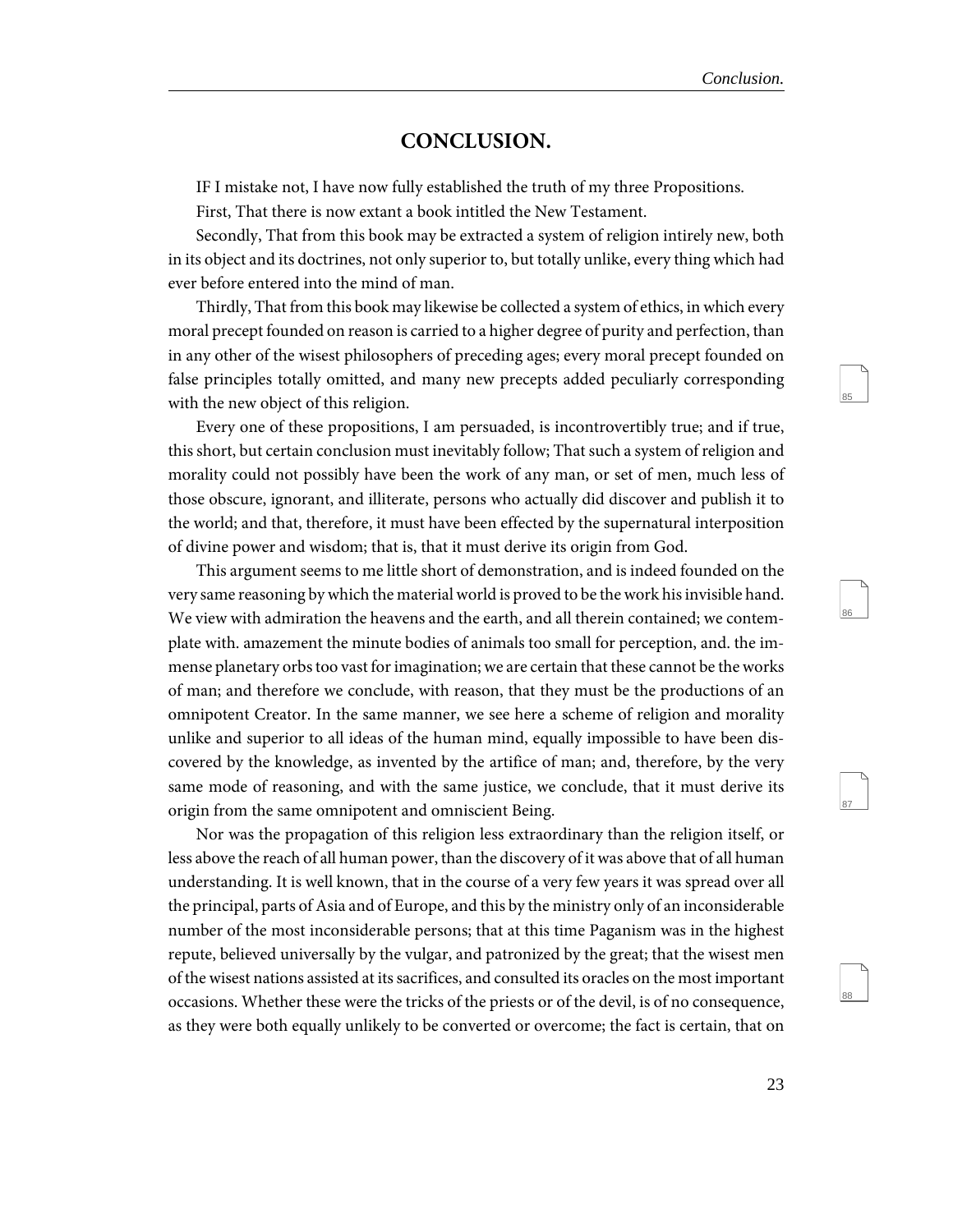## CONCLUSION.

IF I mistake not, I have now fully established the truth of my three Propositions.

First, That there is now extant a book intitled the New Testament.

Secondly, That from this book may be extracted a system of religion intirely new, both in its object and its doctrines, not only superior to, but totally unlike, every thing which had ever before entered into the mind of man.

Thirdly, That from this book may likewise be collected a system of ethics, in which every moral precept founded on reason is carried to a higher degree of purity and perfection, than in any other of the wisest philosophers of preceding ages; every moral precept founded on false principles totally omitted, and many new precepts added peculiarly corresponding with the new object of this religion.

Every one of these propositions, I am persuaded, is incontrovertibly true; and if true, this short, but certain conclusion must inevitably follow; That such a system of religion and morality could not possibly have been the work of any man, or set of men, much less of those obscure, ignorant, and illiterate, persons who actually did discover and publish it to the world; and that, therefore, it must have been effected by the supernatural interposition of divine power and wisdom; that is, that it must derive its origin from God.

This argument seems to me little short of demonstration, and is indeed founded on the very same reasoning by which the material world is proved to be the work his invisible hand. We view with admiration the heavens and the earth, and all therein contained; we contemplate with. amazement the minute bodies of animals too small for perception, and. the immense planetary orbs too vast for imagination; we are certain that these cannot be the works of man; and therefore we conclude, with reason, that they must be the productions of an omnipotent Creator. In the same manner, we see here a scheme of religion and morality unlike and superior to all ideas of the human mind, equally impossible to have been discovered by the knowledge, as invented by the artifice of man; and, therefore, by the very same mode of reasoning, and with the same justice, we conclude, that it must derive its origin from the same omnipotent and omniscient Being.

Nor was the propagation of this religion less extraordinary than the religion itself, or less above the reach of all human power, than the discovery of it was above that of all human understanding. It is well known, that in the course of a very few years it was spread over all the principal, parts of Asia and of Europe, and this by the ministry only of an inconsiderable number of the most inconsiderable persons; that at this time Paganism was in the highest repute, believed universally by the vulgar, and patronized by the great; that the wisest men of the wisest nations assisted at its sacrifices, and consulted its oracles on the most important occasions. Whether these were the tricks of the priests or of the devil, is of no consequence, as they were both equally unlikely to be converted or overcome; the fact is certain, that on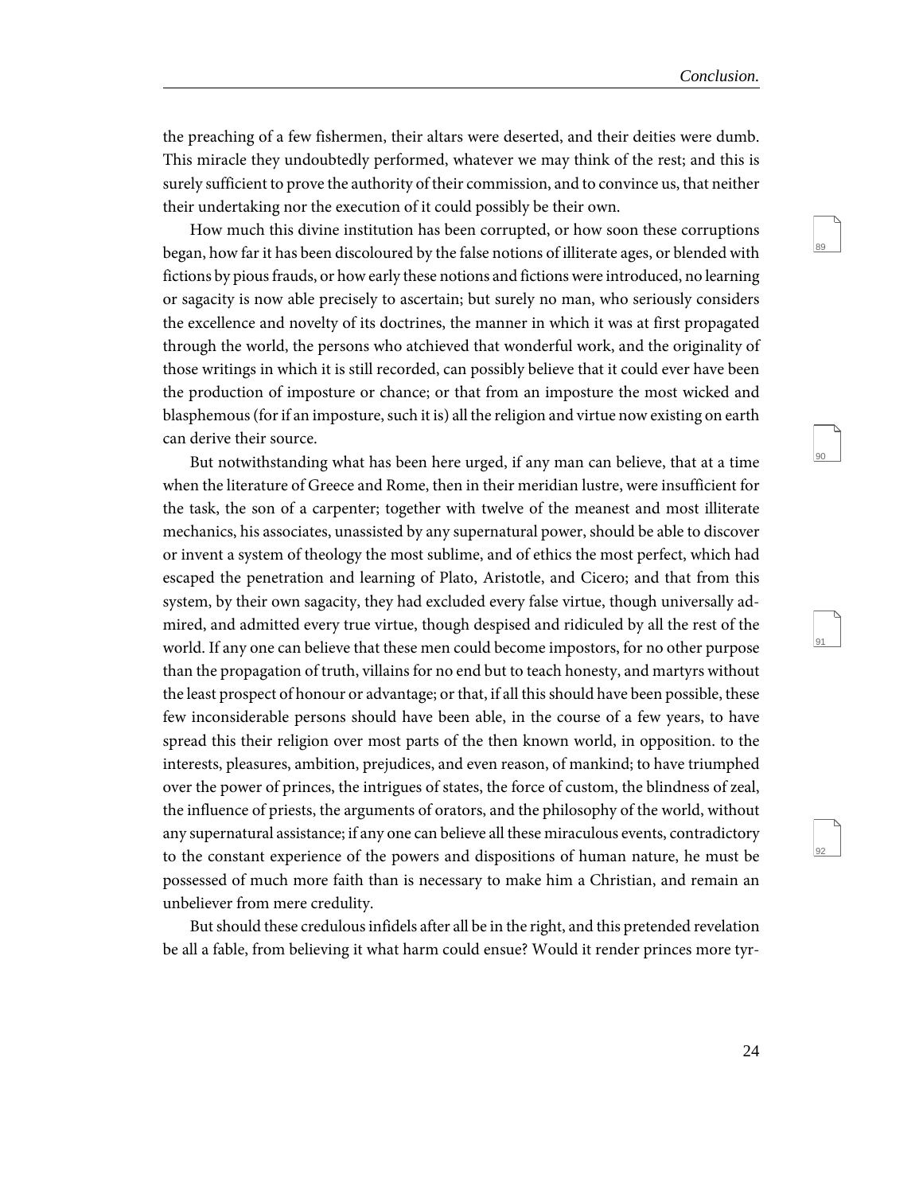the preaching of a few fishermen, their altars were deserted, and their deities were dumb. This miracle they undoubtedly performed, whatever we may think of the rest; and this is surely sufficient to prove the authority of their commission, and to convince us, that neither their undertaking nor the execution of it could possibly be their own.

How much this divine institution has been corrupted, or how soon these corruptions began, how far it has been discoloured by the false notions of illiterate ages, or blended with fictions by pious frauds, or how early these notions and fictions were introduced, no learning or sagacity is now able precisely to ascertain; but surely no man, who seriously considers the excellence and novelty of its doctrines, the manner in which it was at first propagated through the world, the persons who atchieved that wonderful work, and the originality of those writings in which it is still recorded, can possibly believe that it could ever have been the production of imposture or chance; or that from an imposture the most wicked and blasphemous (for if an imposture, such it is) all the religion and virtue now existing on earth can derive their source.

But notwithstanding what has been here urged, if any man can believe, that at a time when the literature of Greece and Rome, then in their meridian lustre, were insufficient for the task, the son of a carpenter; together with twelve of the meanest and most illiterate mechanics, his associates, unassisted by any supernatural power, should be able to discover or invent a system of theology the most sublime, and of ethics the most perfect, which had escaped the penetration and learning of Plato, Aristotle, and Cicero; and that from this system, by their own sagacity, they had excluded every false virtue, though universally admired, and admitted every true virtue, though despised and ridiculed by all the rest of the world. If any one can believe that these men could become impostors, for no other purpose than the propagation of truth, villains for no end but to teach honesty, and martyrs without the least prospect of honour or advantage; or that, if all this should have been possible, these few inconsiderable persons should have been able, in the course of a few years, to have spread this their religion over most parts of the then known world, in opposition. to the interests, pleasures, ambition, prejudices, and even reason, of mankind; to have triumphed over the power of princes, the intrigues of states, the force of custom, the blindness of zeal, the influence of priests, the arguments of orators, and the philosophy of the world, without any supernatural assistance; if any one can believe all these miraculous events, contradictory to the constant experience of the powers and dispositions of human nature, he must be possessed of much more faith than is necessary to make him a Christian, and remain an unbeliever from mere credulity.

But should these credulous infidels after all be in the right, and this pretended revelation be all a fable, from believing it what harm could ensue? Would it render princes more tyr-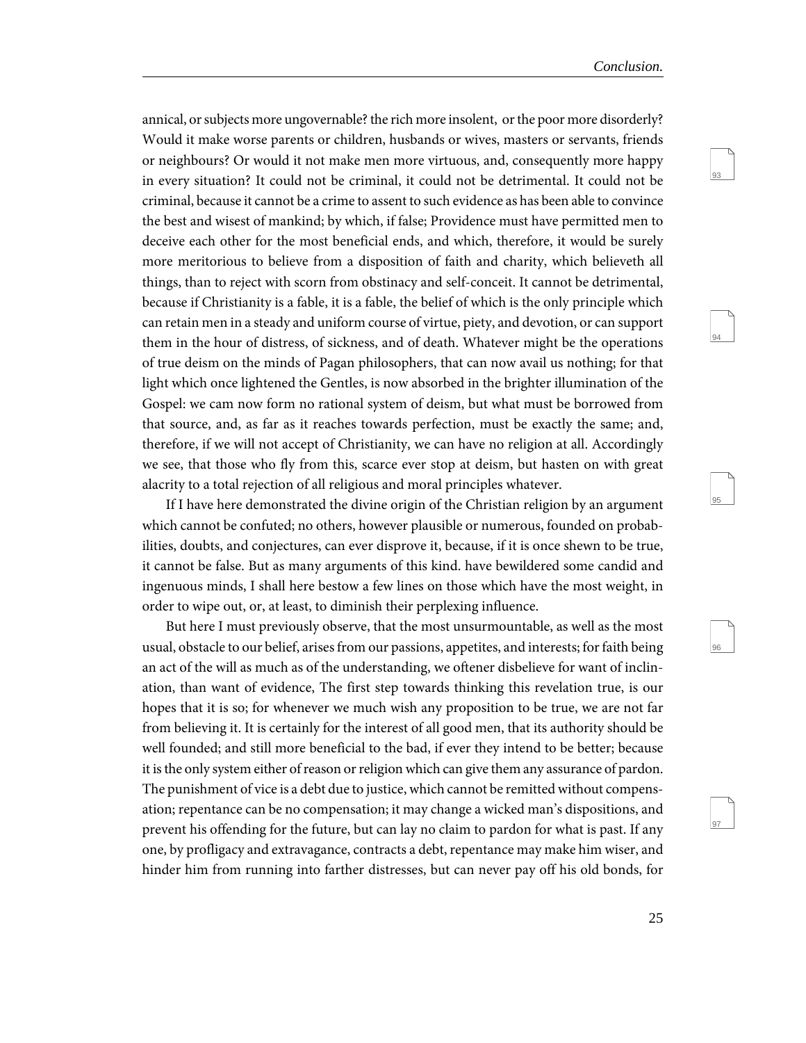annical, or subjects more ungovernable? the rich more insolent, or the poor more disorderly? Would it make worse parents or children, husbands or wives, masters or servants, friends or neighbours? Or would it not make men more virtuous, and, consequently more happy in every situation? It could not be criminal, it could not be detrimental. It could not be criminal, because it cannot be a crime to assent to such evidence as has been able to convince the best and wisest of mankind; by which, if false; Providence must have permitted men to deceive each other for the most beneficial ends, and which, therefore, it would be surely more meritorious to believe from a disposition of faith and charity, which believeth all things, than to reject with scorn from obstinacy and self-conceit. It cannot be detrimental, because if Christianity is a fable, it is a fable, the belief of which is the only principle which can retain men in a steady and uniform course of virtue, piety, and devotion, or can support them in the hour of distress, of sickness, and of death. Whatever might be the operations of true deism on the minds of Pagan philosophers, that can now avail us nothing; for that light which once lightened the Gentles, is now absorbed in the brighter illumination of the Gospel: we cam now form no rational system of deism, but what must be borrowed from that source, and, as far as it reaches towards perfection, must be exactly the same; and, therefore, if we will not accept of Christianity, we can have no religion at all. Accordingly we see, that those who fly from this, scarce ever stop at deism, but hasten on with great alacrity to a total rejection of all religious and moral principles whatever.

If I have here demonstrated the divine origin of the Christian religion by an argument which cannot be confuted; no others, however plausible or numerous, founded on probabilities, doubts, and conjectures, can ever disprove it, because, if it is once shewn to be true, it cannot be false. But as many arguments of this kind. have bewildered some candid and ingenuous minds, I shall here bestow a few lines on those which have the most weight, in order to wipe out, or, at least, to diminish their perplexing influence.

But here I must previously observe, that the most unsurmountable, as well as the most usual, obstacle to our belief, arises from our passions, appetites, and interests; for faith being an act of the will as much as of the understanding, we oftener disbelieve for want of inclination, than want of evidence, The first step towards thinking this revelation true, is our hopes that it is so; for whenever we much wish any proposition to be true, we are not far from believing it. It is certainly for the interest of all good men, that its authority should be well founded; and still more beneficial to the bad, if ever they intend to be better; because it is the only system either of reason or religion which can give them any assurance of pardon. The punishment of vice is a debt due to justice, which cannot be remitted without compensation; repentance can be no compensation; it may change a wicked man's dispositions, and prevent his offending for the future, but can lay no claim to pardon for what is past. If any one, by profligacy and extravagance, contracts a debt, repentance may make him wiser, and hinder him from running into farther distresses, but can never pay off his old bonds, for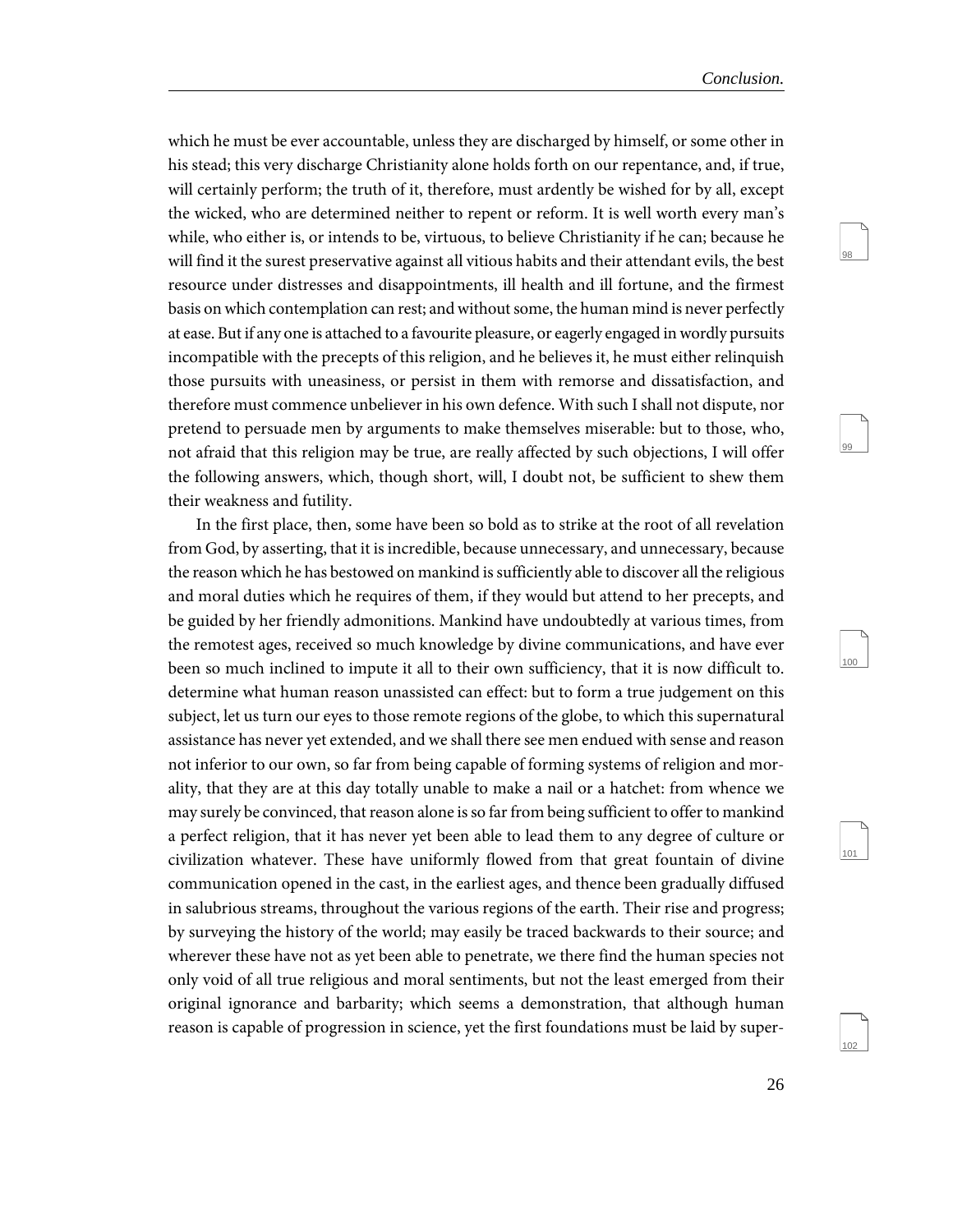which he must be ever accountable, unless they are discharged by himself, or some other in his stead; this very discharge Christianity alone holds forth on our repentance, and, if true, will certainly perform; the truth of it, therefore, must ardently be wished for by all, except the wicked, who are determined neither to repent or reform. It is well worth every man's while, who either is, or intends to be, virtuous, to believe Christianity if he can; because he will find it the surest preservative against all vitious habits and their attendant evils, the best resource under distresses and disappointments, ill health and ill fortune, and the firmest basis on which contemplation can rest; and without some, the human mind is never perfectly at ease. But if any one is attached to a favourite pleasure, or eagerly engaged in wordly pursuits incompatible with the precepts of this religion, and he believes it, he must either relinquish those pursuits with uneasiness, or persist in them with remorse and dissatisfaction, and therefore must commence unbeliever in his own defence. With such I shall not dispute, nor pretend to persuade men by arguments to make themselves miserable: but to those, who, not afraid that this religion may be true, are really affected by such objections, I will offer the following answers, which, though short, will, I doubt not, be sufficient to shew them their weakness and futility.

In the first place, then, some have been so bold as to strike at the root of all revelation from God, by asserting, that it is incredible, because unnecessary, and unnecessary, because the reason which he has bestowed on mankind is sufficiently able to discover all the religious and moral duties which he requires of them, if they would but attend to her precepts, and be guided by her friendly admonitions. Mankind have undoubtedly at various times, from the remotest ages, received so much knowledge by divine communications, and have ever been so much inclined to impute it all to their own sufficiency, that it is now difficult to. determine what human reason unassisted can effect: but to form a true judgement on this subject, let us turn our eyes to those remote regions of the globe, to which this supernatural assistance has never yet extended, and we shall there see men endued with sense and reason not inferior to our own, so far from being capable of forming systems of religion and morality, that they are at this day totally unable to make a nail or a hatchet: from whence we may surely be convinced, that reason alone is so far from being sufficient to offer to mankind a perfect religion, that it has never yet been able to lead them to any degree of culture or civilization whatever. These have uniformly flowed from that great fountain of divine communication opened in the cast, in the earliest ages, and thence been gradually diffused in salubrious streams, throughout the various regions of the earth. Their rise and progress; by surveying the history of the world; may easily be traced backwards to their source; and wherever these have not as yet been able to penetrate, we there find the human species not only void of all true religious and moral sentiments, but not the least emerged from their original ignorance and barbarity; which seems a demonstration, that although human reason is capable of progression in science, yet the first foundations must be laid by super-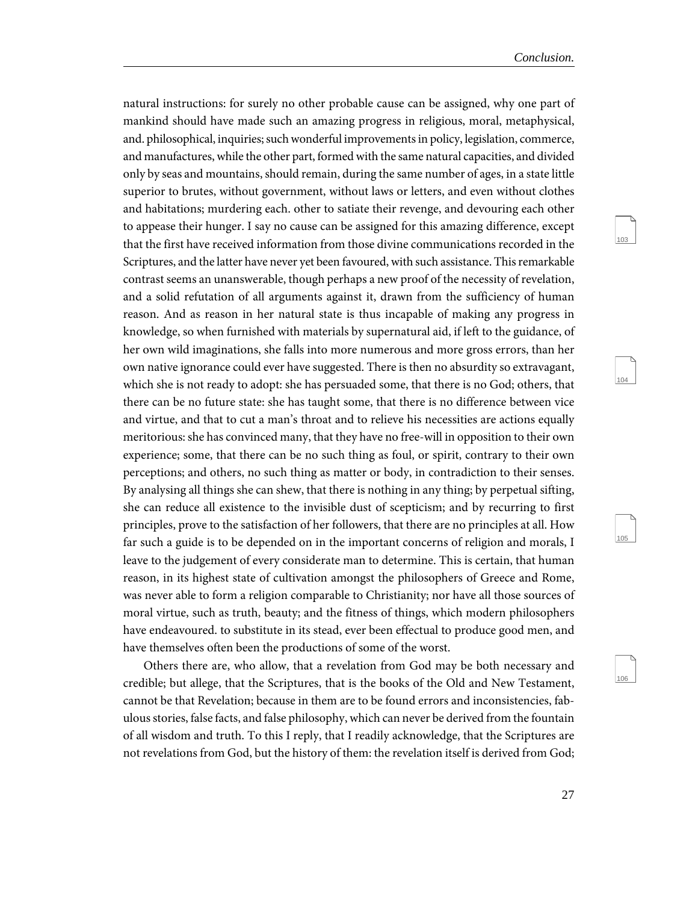natural instructions: for surely no other probable cause can be assigned, why one part of mankind should have made such an amazing progress in religious, moral, metaphysical, and. philosophical, inquiries; such wonderful improvements in policy, legislation, commerce, and manufactures, while the other part, formed with the same natural capacities, and divided only by seas and mountains, should remain, during the same number of ages, in a state little superior to brutes, without government, without laws or letters, and even without clothes and habitations; murdering each. other to satiate their revenge, and devouring each other to appease their hunger. I say no cause can be assigned for this amazing difference, except that the first have received information from those divine communications recorded in the Scriptures, and the latter have never yet been favoured, with such assistance. This remarkable contrast seems an unanswerable, though perhaps a new proof of the necessity of revelation, and a solid refutation of all arguments against it, drawn from the sufficiency of human reason. And as reason in her natural state is thus incapable of making any progress in knowledge, so when furnished with materials by supernatural aid, if left to the guidance, of her own wild imaginations, she falls into more numerous and more gross errors, than her own native ignorance could ever have suggested. There is then no absurdity so extravagant, which she is not ready to adopt: she has persuaded some, that there is no God; others, that there can be no future state: she has taught some, that there is no difference between vice and virtue, and that to cut a man's throat and to relieve his necessities are actions equally meritorious: she has convinced many, that they have no free-will in opposition to their own experience; some, that there can be no such thing as foul, or spirit, contrary to their own perceptions; and others, no such thing as matter or body, in contradiction to their senses. By analysing all things she can shew, that there is nothing in any thing; by perpetual sifting, she can reduce all existence to the invisible dust of scepticism; and by recurring to first principles, prove to the satisfaction of her followers, that there are no principles at all. How far such a guide is to be depended on in the important concerns of religion and morals, I leave to the judgement of every considerate man to determine. This is certain, that human reason, in its highest state of cultivation amongst the philosophers of Greece and Rome, was never able to form a religion comparable to Christianity; nor have all those sources of moral virtue, such as truth, beauty; and the fitness of things, which modern philosophers have endeavoured. to substitute in its stead, ever been effectual to produce good men, and have themselves often been the productions of some of the worst.

Others there are, who allow, that a revelation from God may be both necessary and credible; but allege, that the Scriptures, that is the books of the Old and New Testament, cannot be that Revelation; because in them are to be found errors and inconsistencies, fabulous stories, false facts, and false philosophy, which can never be derived from the fountain of all wisdom and truth. To this I reply, that I readily acknowledge, that the Scriptures are not revelations from God, but the history of them: the revelation itself is derived from God;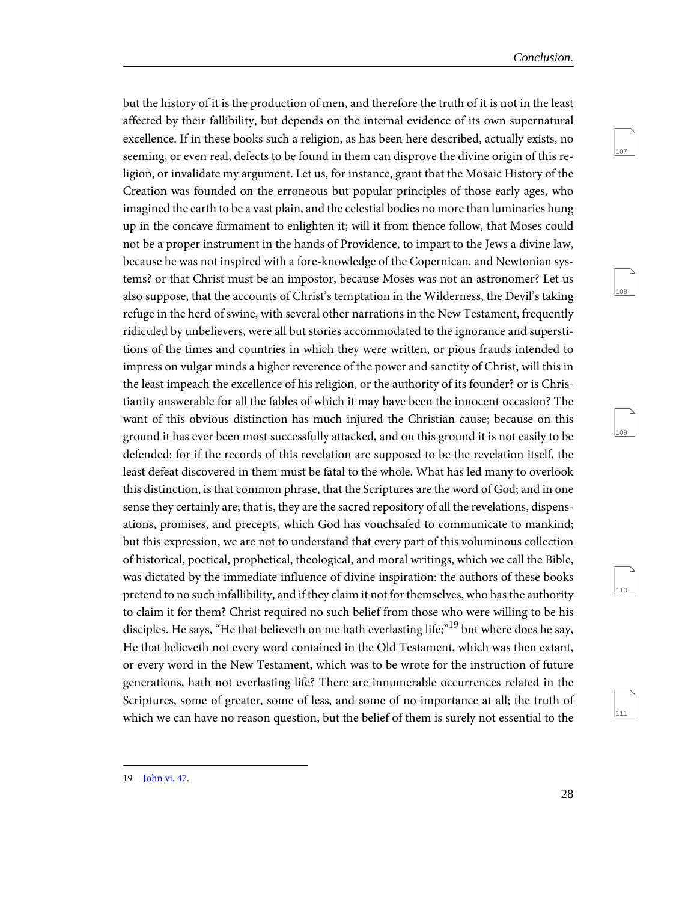but the history of it is the production of men, and therefore the truth of it is not in the least affected by their fallibility, but depends on the internal evidence of its own supernatural excellence. If in these books such a religion, as has been here described, actually exists, no seeming, or even real, defects to be found in them can disprove the divine origin of this religion, or invalidate my argument. Let us, for instance, grant that the Mosaic History of the Creation was founded on the erroneous but popular principles of those early ages, who imagined the earth to be a vast plain, and the celestial bodies no more than luminaries hung up in the concave firmament to enlighten it; will it from thence follow, that Moses could not be a proper instrument in the hands of Providence, to impart to the Jews a divine law, because he was not inspired with a fore-knowledge of the Copernican. and Newtonian systems? or that Christ must be an impostor, because Moses was not an astronomer? Let us also suppose, that the accounts of Christ's temptation in the Wilderness, the Devil's taking refuge in the herd of swine, with several other narrations in the New Testament, frequently ridiculed by unbelievers, were all but stories accommodated to the ignorance and superstitions of the times and countries in which they were written, or pious frauds intended to impress on vulgar minds a higher reverence of the power and sanctity of Christ, will this in the least impeach the excellence of his religion, or the authority of its founder? or is Christianity answerable for all the fables of which it may have been the innocent occasion? The want of this obvious distinction has much injured the Christian cause; because on this ground it has ever been most successfully attacked, and on this ground it is not easily to be defended: for if the records of this revelation are supposed to be the revelation itself, the least defeat discovered in them must be fatal to the whole. What has led many to overlook this distinction, is that common phrase, that the Scriptures are the word of God; and in one sense they certainly are; that is, they are the sacred repository of all the revelations, dispensations, promises, and precepts, which God has vouchsafed to communicate to mankind; but this expression, we are not to understand that every part of this voluminous collection of historical, poetical, prophetical, theological, and moral writings, which we call the Bible, was dictated by the immediate influence of divine inspiration: the authors of these books pretend to no such infallibility, and if they claim it not for themselves, who has the authority to claim it for them? Christ required no such belief from those who were willing to be his disciples. He says, "He that believeth on me hath everlasting life;"[19] but where does he say, He that believeth not every word contained in the Old Testament, which was then extant, or every word in the New Testament, which was to be wrote for the instruction of future generations, hath not everlasting life? There are innumerable occurrences related in the Scriptures, some of greater, some of less, and some of no importance at all; the truth of which we can have no reason question, but the belief of them is surely not essential to the

---

19 John vi. 47.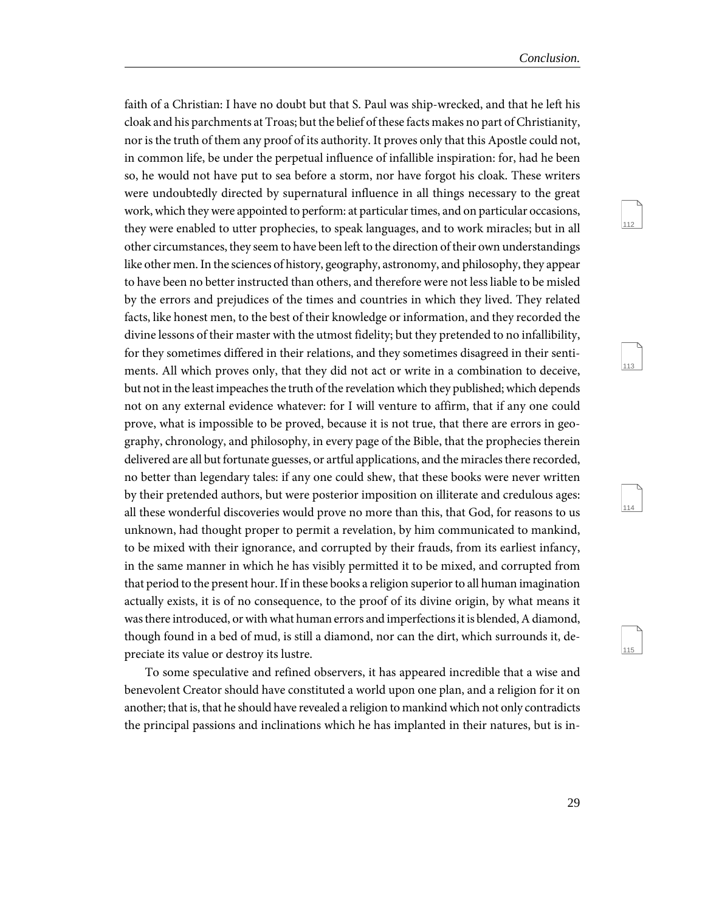faith of a Christian: I have no doubt but that S. Paul was ship-wrecked, and that he left his cloak and his parchments at Troas; but the belief of these facts makes no part of Christianity, nor is the truth of them any proof of its authority. It proves only that this Apostle could not, in common life, be under the perpetual influence of infallible inspiration: for, had he been so, he would not have put to sea before a storm, nor have forgot his cloak. These writers were undoubtedly directed by supernatural influence in all things necessary to the great work, which they were appointed to perform: at particular times, and on particular occasions, they were enabled to utter prophecies, to speak languages, and to work miracles; but in all other circumstances, they seem to have been left to the direction of their own understandings like other men. In the sciences of history, geography, astronomy, and philosophy, they appear to have been no better instructed than others, and therefore were not less liable to be misled by the errors and prejudices of the times and countries in which they lived. They related facts, like honest men, to the best of their knowledge or information, and they recorded the divine lessons of their master with the utmost fidelity; but they pretended to no infallibility, for they sometimes differed in their relations, and they sometimes disagreed in their sentiments. All which proves only, that they did not act or write in a combination to deceive, but not in the least impeaches the truth of the revelation which they published; which depends not on any external evidence whatever: for I will venture to affirm, that if any one could prove, what is impossible to be proved, because it is not true, that there are errors in geography, chronology, and philosophy, in every page of the Bible, that the prophecies therein delivered are all but fortunate guesses, or artful applications, and the miracles there recorded, no better than legendary tales: if any one could shew, that these books were never written by their pretended authors, but were posterior imposition on illiterate and credulous ages: all these wonderful discoveries would prove no more than this, that God, for reasons to us unknown, had thought proper to permit a revelation, by him communicated to mankind, to be mixed with their ignorance, and corrupted by their frauds, from its earliest infancy, in the same manner in which he has visibly permitted it to be mixed, and corrupted from that period to the present hour. If in these books a religion superior to all human imagination actually exists, it is of no consequence, to the proof of its divine origin, by what means it was there introduced, or with what human errors and imperfections it is blended, A diamond, though found in a bed of mud, is still a diamond, nor can the dirt, which surrounds it, depreciate its value or destroy its lustre.

To some speculative and refined observers, it has appeared incredible that a wise and benevolent Creator should have constituted a world upon one plan, and a religion for it on another; that is, that he should have revealed a religion to mankind which not only contradicts the principal passions and inclinations which he has implanted in their natures, but is in-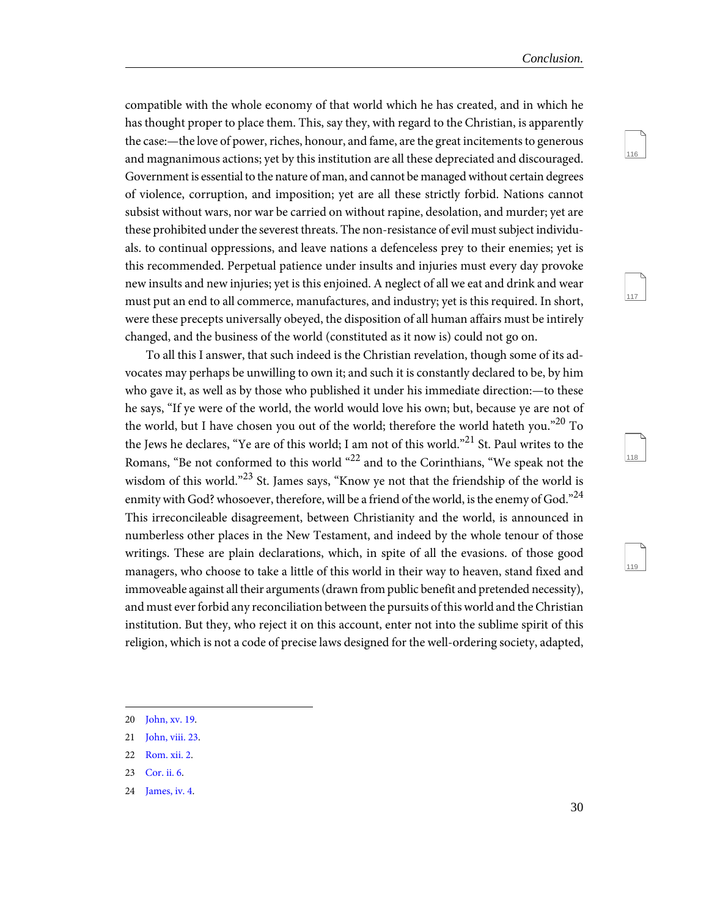compatible with the whole economy of that world which he has created, and in which he has thought proper to place them. This, say they, with regard to the Christian, is apparently the case:—the love of power, riches, honour, and fame, are the great incitements to generous and magnanimous actions; yet by this institution are all these depreciated and discouraged. Government is essential to the nature of man, and cannot be managed without certain degrees of violence, corruption, and imposition; yet are all these strictly forbid. Nations cannot subsist without wars, nor war be carried on without rapine, desolation, and murder; yet are these prohibited under the severest threats. The non-resistance of evil must subject individuals. to continual oppressions, and leave nations a defenceless prey to their enemies; yet is this recommended. Perpetual patience under insults and injuries must every day provoke new insults and new injuries; yet is this enjoined. A neglect of all we eat and drink and wear must put an end to all commerce, manufactures, and industry; yet is this required. In short, were these precepts universally obeyed, the disposition of all human affairs must be intirely changed, and the business of the world (constituted as it now is) could not go on.

To all this I answer, that such indeed is the Christian revelation, though some of its advocates may perhaps be unwilling to own it; and such it is constantly declared to be, by him who gave it, as well as by those who published it under his immediate direction:—to these he says, "If ye were of the world, the world would love his own; but, because ye are not of the world, but I have chosen you out of the world; therefore the world hateth you."[20] To the Jews he declares, "Ye are of this world; I am not of this world."[21] St. Paul writes to the Romans, "Be not conformed to this world "[22] and to the Corinthians, "We speak not the wisdom of this world."[23] St. James says, "Know ye not that the friendship of the world is enmity with God? whosoever, therefore, will be a friend of the world, is the enemy of God."[24] This irreconcileable disagreement, between Christianity and the world, is announced in numberless other places in the New Testament, and indeed by the whole tenour of those writings. These are plain declarations, which, in spite of all the evasions. of those good managers, who choose to take a little of this world in their way to heaven, stand fixed and immoveable against all their arguments (drawn from public benefit and pretended necessity), and must ever forbid any reconciliation between the pursuits of this world and the Christian institution. But they, who reject it on this account, enter not into the sublime spirit of this religion, which is not a code of precise laws designed for the well-ordering society, adapted,

---

20 John, xv. 19.

21 John, viii. 23.

22 Rom. xii. 2.

23 Cor. ii. 6.

24 James, iv. 4.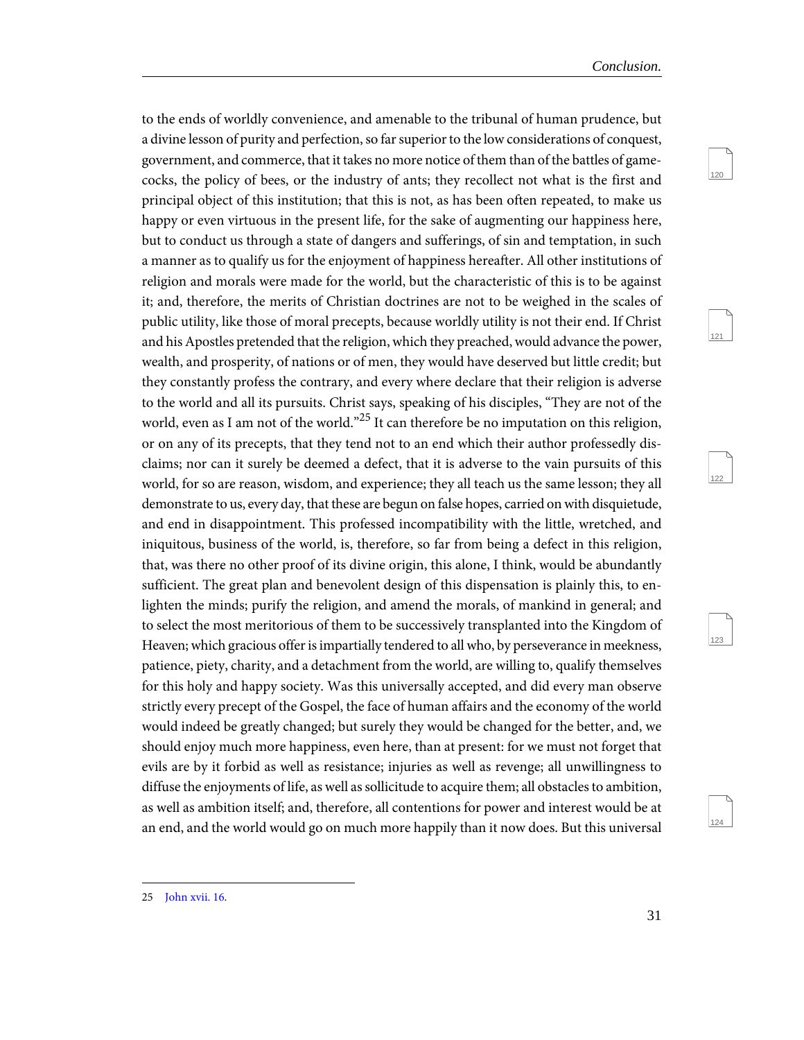to the ends of worldly convenience, and amenable to the tribunal of human prudence, but a divine lesson of purity and perfection, so far superior to the low considerations of conquest, government, and commerce, that it takes no more notice of them than of the battles of game-cocks, the policy of bees, or the industry of ants; they recollect not what is the first and principal object of this institution; that this is not, as has been often repeated, to make us happy or even virtuous in the present life, for the sake of augmenting our happiness here, but to conduct us through a state of dangers and sufferings, of sin and temptation, in such a manner as to qualify us for the enjoyment of happiness hereafter. All other institutions of religion and morals were made for the world, but the characteristic of this is to be against it; and, therefore, the merits of Christian doctrines are not to be weighed in the scales of public utility, like those of moral precepts, because worldly utility is not their end. If Christ and his Apostles pretended that the religion, which they preached, would advance the power, wealth, and prosperity, of nations or of men, they would have deserved but little credit; but they constantly profess the contrary, and every where declare that their religion is adverse to the world and all its pursuits. Christ says, speaking of his disciples, "They are not of the world, even as I am not of the world."[25] It can therefore be no imputation on this religion, or on any of its precepts, that they tend not to an end which their author professedly disclaims; nor can it surely be deemed a defect, that it is adverse to the vain pursuits of this world, for so are reason, wisdom, and experience; they all teach us the same lesson; they all demonstrate to us, every day, that these are begun on false hopes, carried on with disquietude, and end in disappointment. This professed incompatibility with the little, wretched, and iniquitous, business of the world, is, therefore, so far from being a defect in this religion, that, was there no other proof of its divine origin, this alone, I think, would be abundantly sufficient. The great plan and benevolent design of this dispensation is plainly this, to enlighten the minds; purify the religion, and amend the morals, of mankind in general; and to select the most meritorious of them to be successively transplanted into the Kingdom of Heaven; which gracious offer is impartially tendered to all who, by perseverance in meekness, patience, piety, charity, and a detachment from the world, are willing to, qualify themselves for this holy and happy society. Was this universally accepted, and did every man observe strictly every precept of the Gospel, the face of human affairs and the economy of the world would indeed be greatly changed; but surely they would be changed for the better, and, we should enjoy much more happiness, even here, than at present: for we must not forget that evils are by it forbid as well as resistance; injuries as well as revenge; all unwillingness to diffuse the enjoyments of life, as well as sollicitude to acquire them; all obstacles to ambition, as well as ambition itself; and, therefore, all contentions for power and interest would be at an end, and the world would go on much more happily than it now does. But this universal

---

25 John xvii. 16.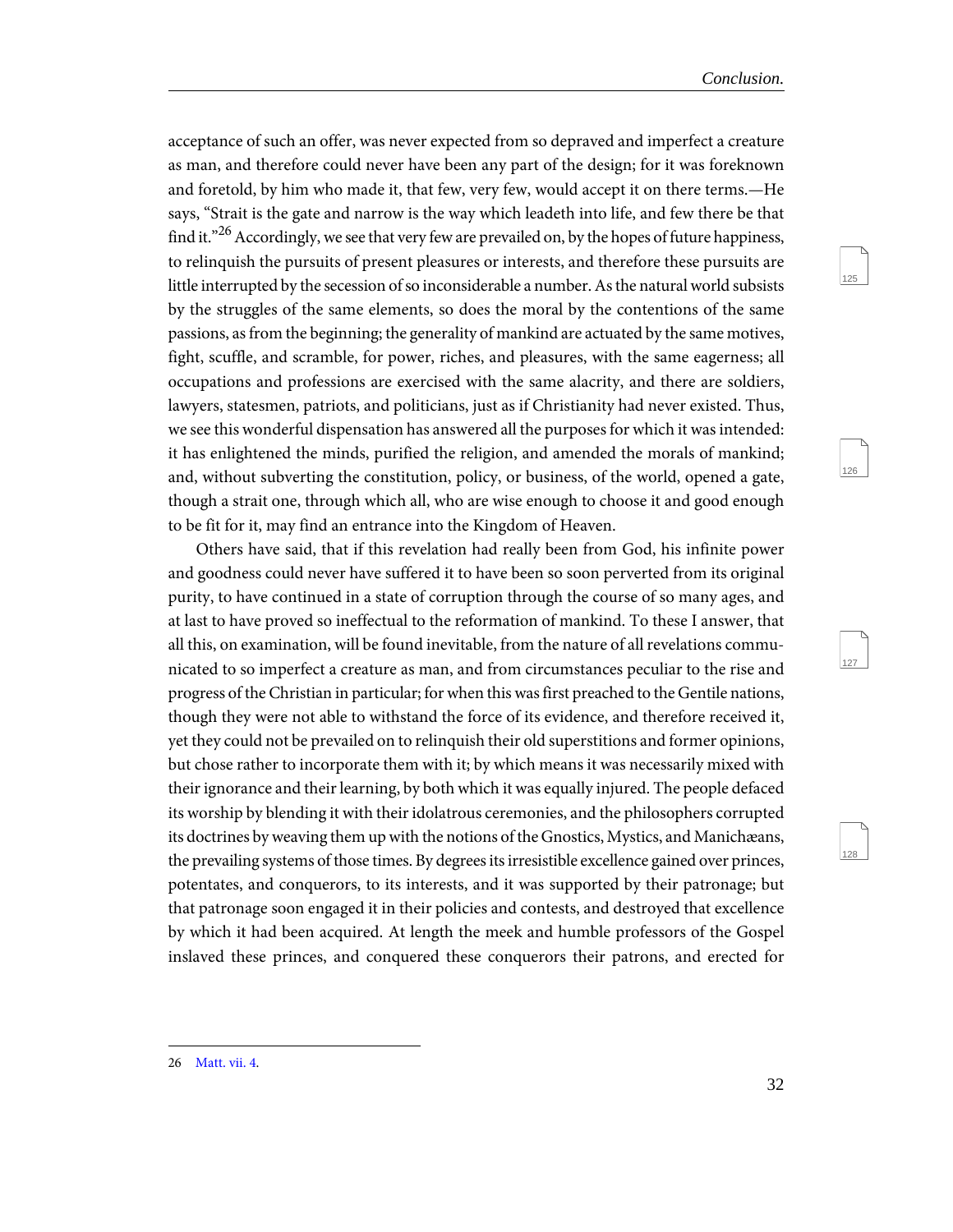acceptance of such an offer, was never expected from so depraved and imperfect a creature as man, and therefore could never have been any part of the design; for it was foreknown and foretold, by him who made it, that few, very few, would accept it on there terms.—He says, “Strait is the gate and narrow is the way which leadeth into life, and few there be that find it.”[26] Accordingly, we see that very few are prevailed on, by the hopes of future happiness, to relinquish the pursuits of present pleasures or interests, and therefore these pursuits are little interrupted by the secession of so inconsiderable a number. As the natural world subsists by the struggles of the same elements, so does the moral by the contentions of the same passions, as from the beginning; the generality of mankind are actuated by the same motives, fight, scuffle, and scramble, for power, riches, and pleasures, with the same eagerness; all occupations and professions are exercised with the same alacrity, and there are soldiers, lawyers, statesmen, patriots, and politicians, just as if Christianity had never existed. Thus, we see this wonderful dispensation has answered all the purposes for which it was intended: it has enlightened the minds, purified the religion, and amended the morals of mankind; and, without subverting the constitution, policy, or business, of the world, opened a gate, though a strait one, through which all, who are wise enough to choose it and good enough to be fit for it, may find an entrance into the Kingdom of Heaven.

Others have said, that if this revelation had really been from God, his infinite power and goodness could never have suffered it to have been so soon perverted from its original purity, to have continued in a state of corruption through the course of so many ages, and at last to have proved so ineffectual to the reformation of mankind. To these I answer, that all this, on examination, will be found inevitable, from the nature of all revelations communicated to so imperfect a creature as man, and from circumstances peculiar to the rise and progress of the Christian in particular; for when this was first preached to the Gentile nations, though they were not able to withstand the force of its evidence, and therefore received it, yet they could not be prevailed on to relinquish their old superstitions and former opinions, but chose rather to incorporate them with it; by which means it was necessarily mixed with their ignorance and their learning, by both which it was equally injured. The people defaced its worship by blending it with their idolatrous ceremonies, and the philosophers corrupted its doctrines by weaving them up with the notions of the Gnostics, Mystics, and Manichæans, the prevailing systems of those times. By degrees its irresistible excellence gained over princes, potentates, and conquerors, to its interests, and it was supported by their patronage; but that patronage soon engaged it in their policies and contests, and destroyed that excellence by which it had been acquired. At length the meek and humble professors of the Gospel inslaved these princes, and conquered these conquerors their patrons, and erected for

26 Matt. vii. 4.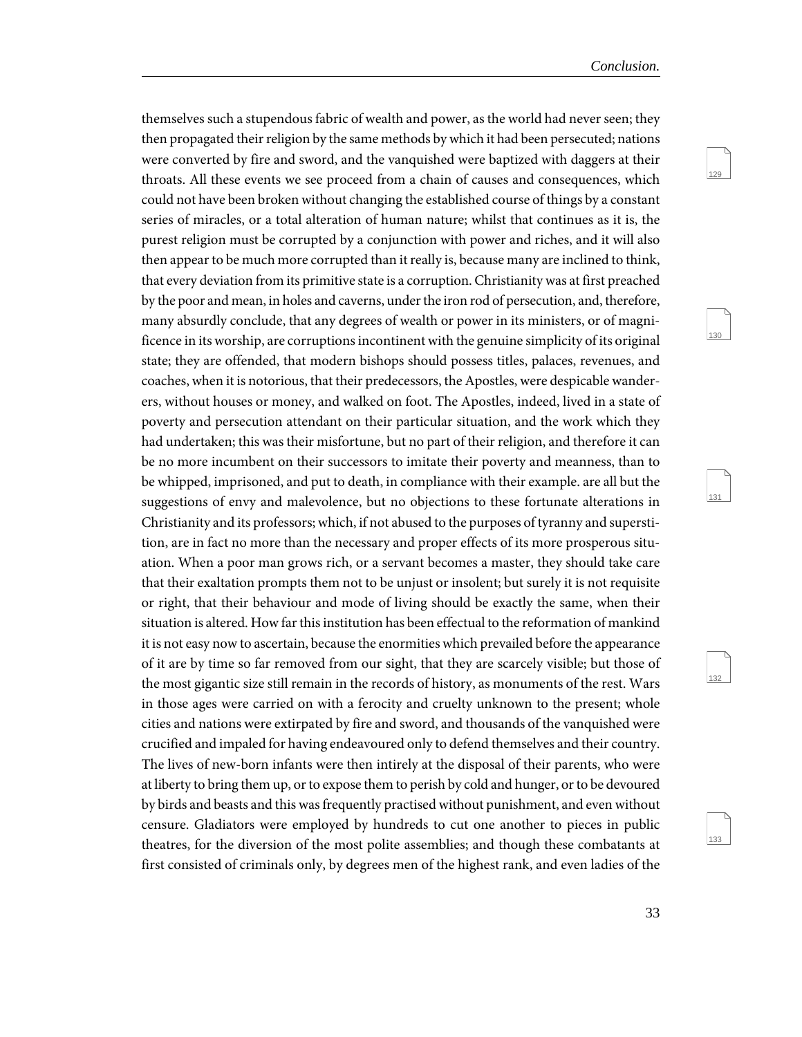themselves such a stupendous fabric of wealth and power, as the world had never seen; they then propagated their religion by the same methods by which it had been persecuted; nations were converted by fire and sword, and the vanquished were baptized with daggers at their throats. All these events we see proceed from a chain of causes and consequences, which could not have been broken without changing the established course of things by a constant series of miracles, or a total alteration of human nature; whilst that continues as it is, the purest religion must be corrupted by a conjunction with power and riches, and it will also then appear to be much more corrupted than it really is, because many are inclined to think, that every deviation from its primitive state is a corruption. Christianity was at first preached by the poor and mean, in holes and caverns, under the iron rod of persecution, and, therefore, many absurdly conclude, that any degrees of wealth or power in its ministers, or of magnificence in its worship, are corruptions incontinent with the genuine simplicity of its original state; they are offended, that modern bishops should possess titles, palaces, revenues, and coaches, when it is notorious, that their predecessors, the Apostles, were despicable wanderers, without houses or money, and walked on foot. The Apostles, indeed, lived in a state of poverty and persecution attendant on their particular situation, and the work which they had undertaken; this was their misfortune, but no part of their religion, and therefore it can be no more incumbent on their successors to imitate their poverty and meanness, than to be whipped, imprisoned, and put to death, in compliance with their example. are all but the suggestions of envy and malevolence, but no objections to these fortunate alterations in Christianity and its professors; which, if not abused to the purposes of tyranny and superstition, are in fact no more than the necessary and proper effects of its more prosperous situation. When a poor man grows rich, or a servant becomes a master, they should take care that their exaltation prompts them not to be unjust or insolent; but surely it is not requisite or right, that their behaviour and mode of living should be exactly the same, when their situation is altered. How far this institution has been effectual to the reformation of mankind it is not easy now to ascertain, because the enormities which prevailed before the appearance of it are by time so far removed from our sight, that they are scarcely visible; but those of the most gigantic size still remain in the records of history, as monuments of the rest. Wars in those ages were carried on with a ferocity and cruelty unknown to the present; whole cities and nations were extirpated by fire and sword, and thousands of the vanquished were crucified and impaled for having endeavoured only to defend themselves and their country. The lives of new-born infants were then intirely at the disposal of their parents, who were at liberty to bring them up, or to expose them to perish by cold and hunger, or to be devoured by birds and beasts and this was frequently practised without punishment, and even without censure. Gladiators were employed by hundreds to cut one another to pieces in public theatres, for the diversion of the most polite assemblies; and though these combatants at first consisted of criminals only, by degrees men of the highest rank, and even ladies of the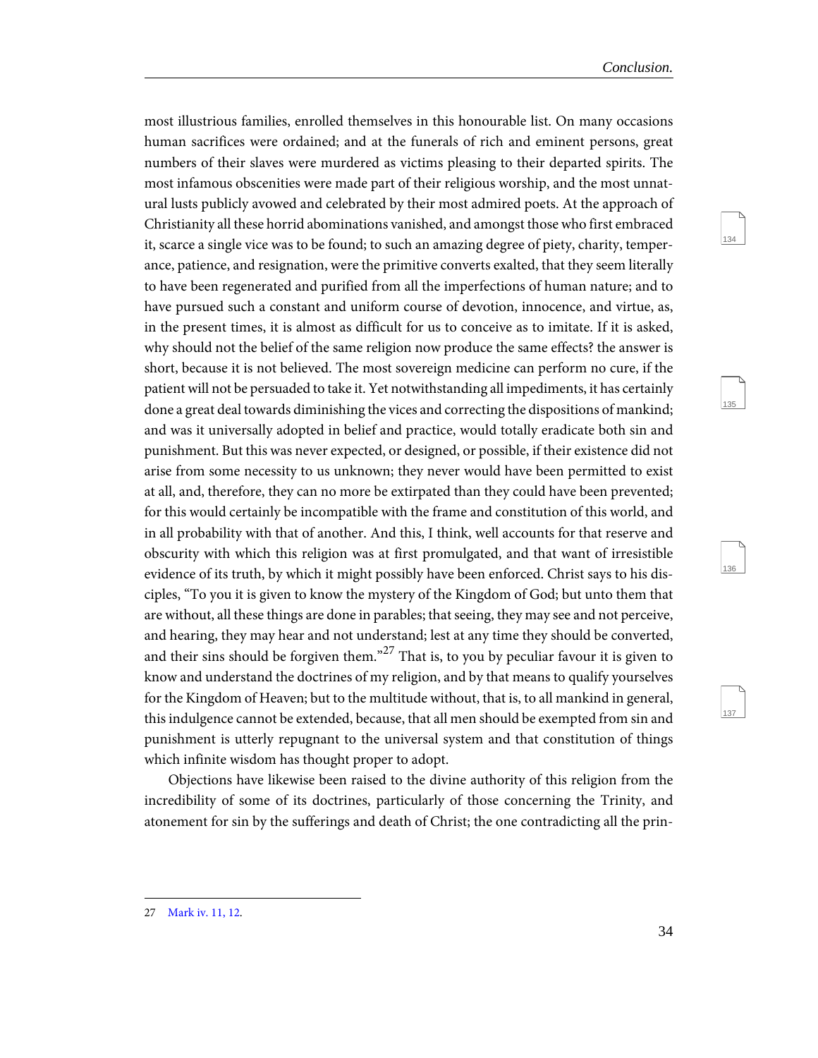most illustrious families, enrolled themselves in this honourable list. On many occasions human sacrifices were ordained; and at the funerals of rich and eminent persons, great numbers of their slaves were murdered as victims pleasing to their departed spirits. The most infamous obscenities were made part of their religious worship, and the most unnatural lusts publicly avowed and celebrated by their most admired poets. At the approach of Christianity all these horrid abominations vanished, and amongst those who first embraced it, scarce a single vice was to be found; to such an amazing degree of piety, charity, temperance, patience, and resignation, were the primitive converts exalted, that they seem literally to have been regenerated and purified from all the imperfections of human nature; and to have pursued such a constant and uniform course of devotion, innocence, and virtue, as, in the present times, it is almost as difficult for us to conceive as to imitate. If it is asked, why should not the belief of the same religion now produce the same effects? the answer is short, because it is not believed. The most sovereign medicine can perform no cure, if the patient will not be persuaded to take it. Yet notwithstanding all impediments, it has certainly done a great deal towards diminishing the vices and correcting the dispositions of mankind; and was it universally adopted in belief and practice, would totally eradicate both sin and punishment. But this was never expected, or designed, or possible, if their existence did not arise from some necessity to us unknown; they never would have been permitted to exist at all, and, therefore, they can no more be extirpated than they could have been prevented; for this would certainly be incompatible with the frame and constitution of this world, and in all probability with that of another. And this, I think, well accounts for that reserve and obscurity with which this religion was at first promulgated, and that want of irresistible evidence of its truth, by which it might possibly have been enforced. Christ says to his disciples, "To you it is given to know the mystery of the Kingdom of God; but unto them that are without, all these things are done in parables; that seeing, they may see and not perceive, and hearing, they may hear and not understand; lest at any time they should be converted, and their sins should be forgiven them."[27] That is, to you by peculiar favour it is given to know and understand the doctrines of my religion, and by that means to qualify yourselves for the Kingdom of Heaven; but to the multitude without, that is, to all mankind in general, this indulgence cannot be extended, because, that all men should be exempted from sin and punishment is utterly repugnant to the universal system and that constitution of things which infinite wisdom has thought proper to adopt.

Objections have likewise been raised to the divine authority of this religion from the incredibility of some of its doctrines, particularly of those concerning the Trinity, and atonement for sin by the sufferings and death of Christ; the one contradicting all the prin-

---

27 Mark iv. 11, 12.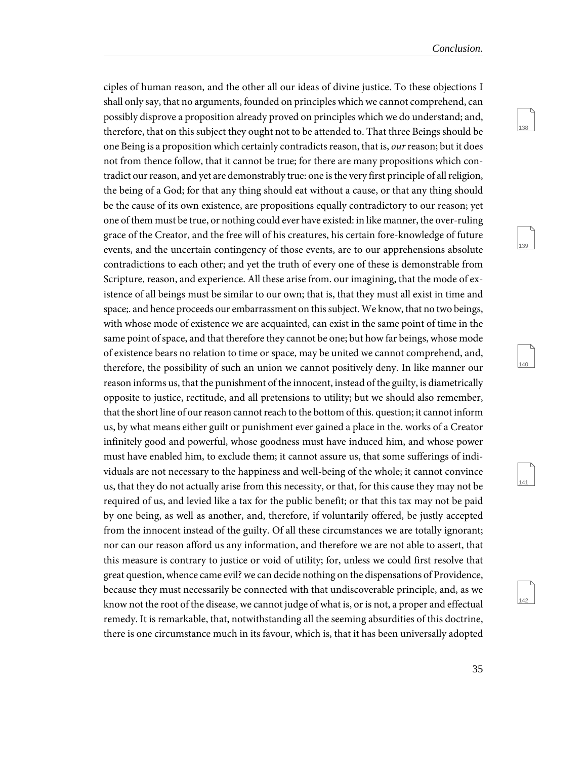ciples of human reason, and the other all our ideas of divine justice. To these objections I shall only say, that no arguments, founded on principles which we cannot comprehend, can possibly disprove a proposition already proved on principles which we do understand; and, therefore, that on this subject they ought not to be attended to. That three Beings should be one Being is a proposition which certainly contradicts reason, that is, *our* reason; but it does not from thence follow, that it cannot be true; for there are many propositions which contradict our reason, and yet are demonstrably true: one is the very first principle of all religion, the being of a God; for that any thing should eat without a cause, or that any thing should be the cause of its own existence, are propositions equally contradictory to our reason; yet one of them must be true, or nothing could ever have existed: in like manner, the over-ruling grace of the Creator, and the free will of his creatures, his certain fore-knowledge of future events, and the uncertain contingency of those events, are to our apprehensions absolute contradictions to each other; and yet the truth of every one of these is demonstrable from Scripture, reason, and experience. All these arise from. our imagining, that the mode of existence of all beings must be similar to our own; that is, that they must all exist in time and space;. and hence proceeds our embarrassment on this subject. We know, that no two beings, with whose mode of existence we are acquainted, can exist in the same point of time in the same point of space, and that therefore they cannot be one; but how far beings, whose mode of existence bears no relation to time or space, may be united we cannot comprehend, and, therefore, the possibility of such an union we cannot positively deny. In like manner our reason informs us, that the punishment of the innocent, instead of the guilty, is diametrically opposite to justice, rectitude, and all pretensions to utility; but we should also remember, that the short line of our reason cannot reach to the bottom of this. question; it cannot inform us, by what means either guilt or punishment ever gained a place in the. works of a Creator infinitely good and powerful, whose goodness must have induced him, and whose power must have enabled him, to exclude them; it cannot assure us, that some sufferings of individuals are not necessary to the happiness and well-being of the whole; it cannot convince us, that they do not actually arise from this necessity, or that, for this cause they may not be required of us, and levied like a tax for the public benefit; or that this tax may not be paid by one being, as well as another, and, therefore, if voluntarily offered, be justly accepted from the innocent instead of the guilty. Of all these circumstances we are totally ignorant; nor can our reason afford us any information, and therefore we are not able to assert, that this measure is contrary to justice or void of utility; for, unless we could first resolve that great question, whence came evil? we can decide nothing on the dispensations of Providence, because they must necessarily be connected with that undiscoverable principle, and, as we know not the root of the disease, we cannot judge of what is, or is not, a proper and effectual remedy. It is remarkable, that, notwithstanding all the seeming absurdities of this doctrine, there is one circumstance much in its favour, which is, that it has been universally adopted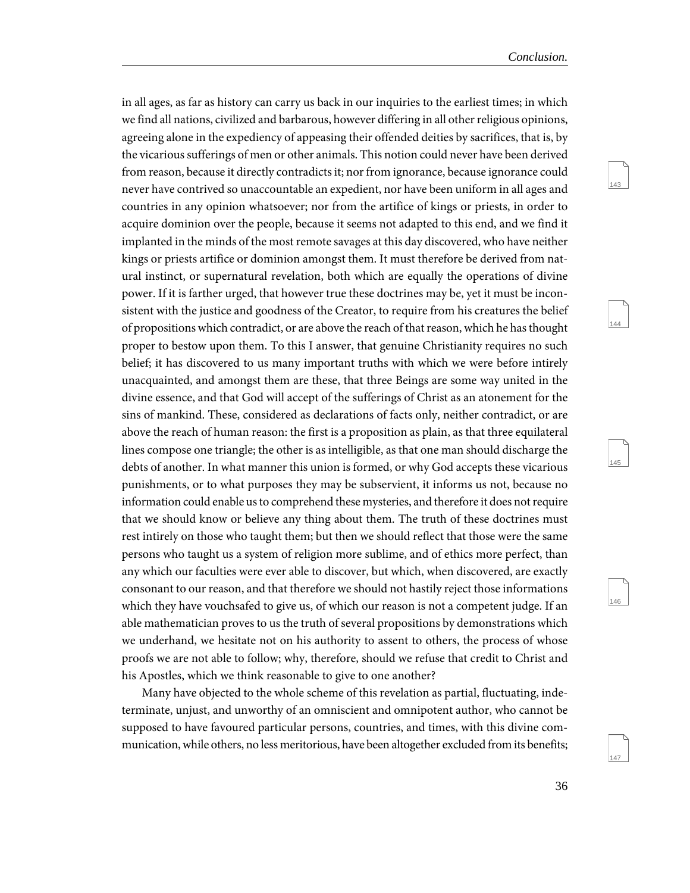in all ages, as far as history can carry us back in our inquiries to the earliest times; in which we find all nations, civilized and barbarous, however differing in all other religious opinions, agreeing alone in the expediency of appeasing their offended deities by sacrifices, that is, by the vicarious sufferings of men or other animals. This notion could never have been derived from reason, because it directly contradicts it; nor from ignorance, because ignorance could never have contrived so unaccountable an expedient, nor have been uniform in all ages and countries in any opinion whatsoever; nor from the artifice of kings or priests, in order to acquire dominion over the people, because it seems not adapted to this end, and we find it implanted in the minds of the most remote savages at this day discovered, who have neither kings or priests artifice or dominion amongst them. It must therefore be derived from natural instinct, or supernatural revelation, both which are equally the operations of divine power. If it is farther urged, that however true these doctrines may be, yet it must be inconsistent with the justice and goodness of the Creator, to require from his creatures the belief of propositions which contradict, or are above the reach of that reason, which he has thought proper to bestow upon them. To this I answer, that genuine Christianity requires no such belief; it has discovered to us many important truths with which we were before intirely unacquainted, and amongst them are these, that three Beings are some way united in the divine essence, and that God will accept of the sufferings of Christ as an atonement for the sins of mankind. These, considered as declarations of facts only, neither contradict, or are above the reach of human reason: the first is a proposition as plain, as that three equilateral lines compose one triangle; the other is as intelligible, as that one man should discharge the debts of another. In what manner this union is formed, or why God accepts these vicarious punishments, or to what purposes they may be subservient, it informs us not, because no information could enable us to comprehend these mysteries, and therefore it does not require that we should know or believe any thing about them. The truth of these doctrines must rest intirely on those who taught them; but then we should reflect that those were the same persons who taught us a system of religion more sublime, and of ethics more perfect, than any which our faculties were ever able to discover, but which, when discovered, are exactly consonant to our reason, and that therefore we should not hastily reject those informations which they have vouchsafed to give us, of which our reason is not a competent judge. If an able mathematician proves to us the truth of several propositions by demonstrations which we underhand, we hesitate not on his authority to assent to others, the process of whose proofs we are not able to follow; why, therefore, should we refuse that credit to Christ and his Apostles, which we think reasonable to give to one another?

Many have objected to the whole scheme of this revelation as partial, fluctuating, indeterminate, unjust, and unworthy of an omniscient and omnipotent author, who cannot be supposed to have favoured particular persons, countries, and times, with this divine communication, while others, no less meritorious, have been altogether excluded from its benefits;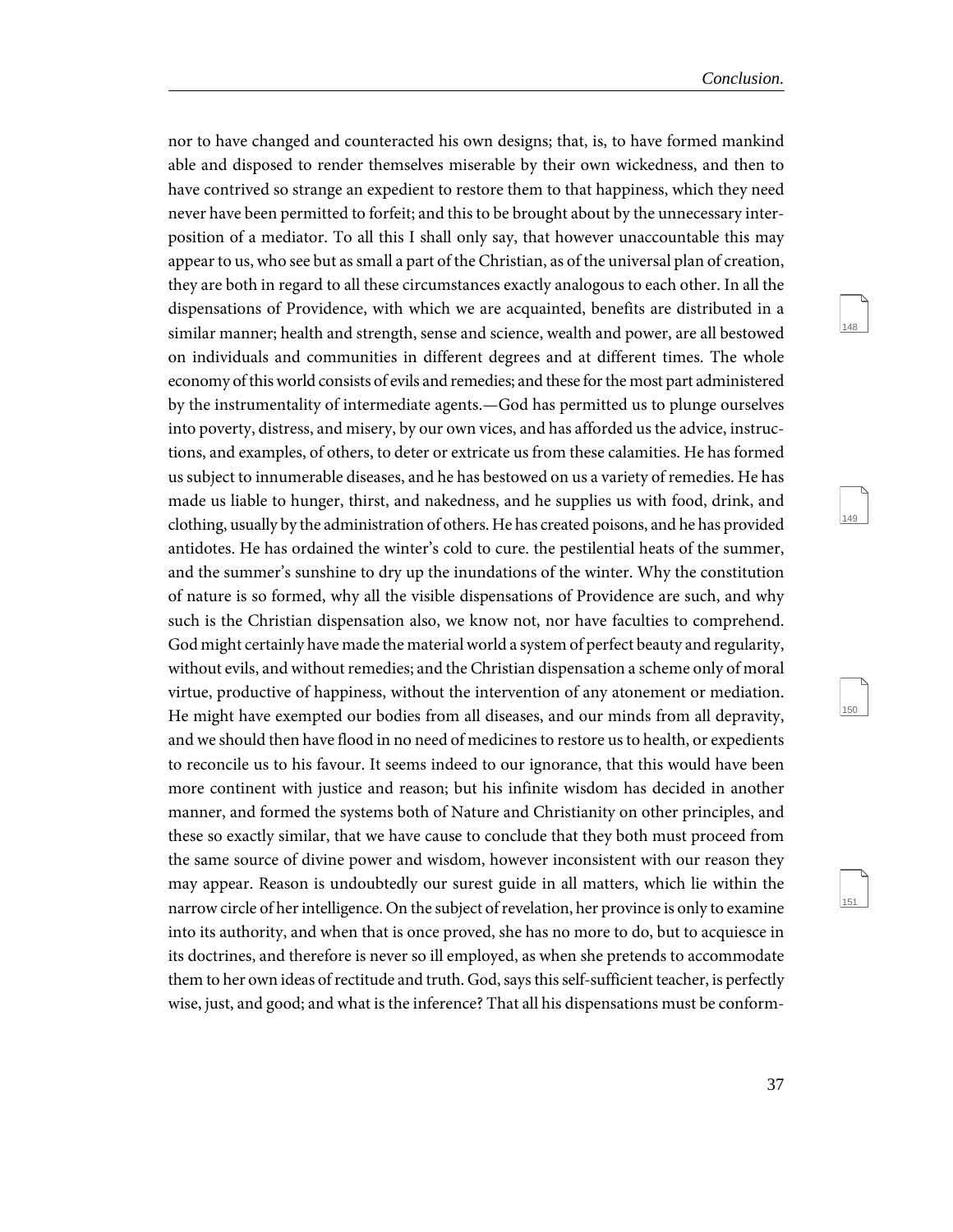nor to have changed and counteracted his own designs; that, is, to have formed mankind able and disposed to render themselves miserable by their own wickedness, and then to have contrived so strange an expedient to restore them to that happiness, which they need never have been permitted to forfeit; and this to be brought about by the unnecessary interposition of a mediator. To all this I shall only say, that however unaccountable this may appear to us, who see but as small a part of the Christian, as of the universal plan of creation, they are both in regard to all these circumstances exactly analogous to each other. In all the dispensations of Providence, with which we are acquainted, benefits are distributed in a similar manner; health and strength, sense and science, wealth and power, are all bestowed on individuals and communities in different degrees and at different times. The whole economy of this world consists of evils and remedies; and these for the most part administered by the instrumentality of intermediate agents.—God has permitted us to plunge ourselves into poverty, distress, and misery, by our own vices, and has afforded us the advice, instructions, and examples, of others, to deter or extricate us from these calamities. He has formed us subject to innumerable diseases, and he has bestowed on us a variety of remedies. He has made us liable to hunger, thirst, and nakedness, and he supplies us with food, drink, and clothing, usually by the administration of others. He has created poisons, and he has provided antidotes. He has ordained the winter's cold to cure. the pestilential heats of the summer, and the summer's sunshine to dry up the inundations of the winter. Why the constitution of nature is so formed, why all the visible dispensations of Providence are such, and why such is the Christian dispensation also, we know not, nor have faculties to comprehend. God might certainly have made the material world a system of perfect beauty and regularity, without evils, and without remedies; and the Christian dispensation a scheme only of moral virtue, productive of happiness, without the intervention of any atonement or mediation. He might have exempted our bodies from all diseases, and our minds from all depravity, and we should then have flood in no need of medicines to restore us to health, or expedients to reconcile us to his favour. It seems indeed to our ignorance, that this would have been more continent with justice and reason; but his infinite wisdom has decided in another manner, and formed the systems both of Nature and Christianity on other principles, and these so exactly similar, that we have cause to conclude that they both must proceed from the same source of divine power and wisdom, however inconsistent with our reason they may appear. Reason is undoubtedly our surest guide in all matters, which lie within the narrow circle of her intelligence. On the subject of revelation, her province is only to examine into its authority, and when that is once proved, she has no more to do, but to acquiesce in its doctrines, and therefore is never so ill employed, as when she pretends to accommodate them to her own ideas of rectitude and truth. God, says this self-sufficient teacher, is perfectly wise, just, and good; and what is the inference? That all his dispensations must be conform-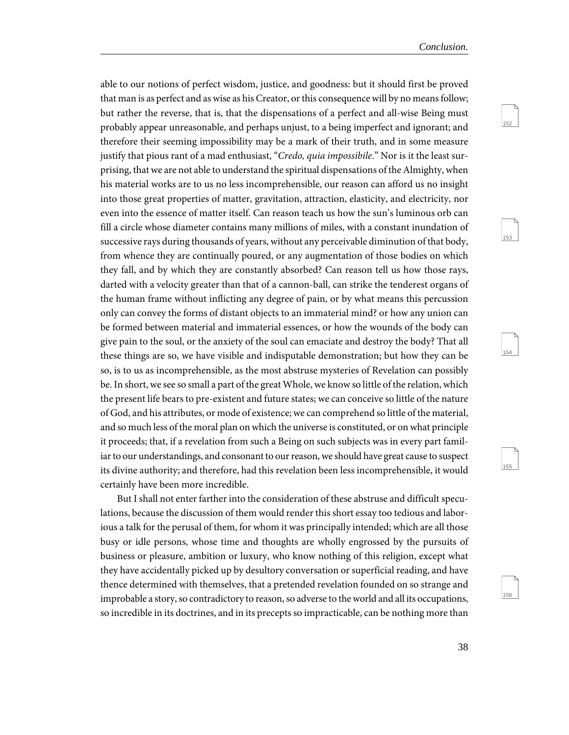able to our notions of perfect wisdom, justice, and goodness: but it should first be proved that man is as perfect and as wise as his Creator, or this consequence will by no means follow; but rather the reverse, that is, that the dispensations of a perfect and all-wise Being must probably appear unreasonable, and perhaps unjust, to a being imperfect and ignorant; and therefore their seeming impossibility may be a mark of their truth, and in some measure justify that pious rant of a mad enthusiast, "*Credo, quia impossibile*." Nor is it the least surprising, that we are not able to understand the spiritual dispensations of the Almighty, when his material works are to us no less incomprehensible, our reason can afford us no insight into those great properties of matter, gravitation, attraction, elasticity, and electricity, nor even into the essence of matter itself. Can reason teach us how the sun's luminous orb can fill a circle whose diameter contains many millions of miles, with a constant inundation of successive rays during thousands of years, without any perceivable diminution of that body, from whence they are continually poured, or any augmentation of those bodies on which they fall, and by which they are constantly absorbed? Can reason tell us how those rays, darted with a velocity greater than that of a cannon-ball, can strike the tenderest organs of the human frame without inflicting any degree of pain, or by what means this percussion only can convey the forms of distant objects to an immaterial mind? or how any union can be formed between material and immaterial essences, or how the wounds of the body can give pain to the soul, or the anxiety of the soul can emaciate and destroy the body? That all these things are so, we have visible and indisputable demonstration; but how they can be so, is to us as incomprehensible, as the most abstruse mysteries of Revelation can possibly be. In short, we see so small a part of the great Whole, we know so little of the relation, which the present life bears to pre-existent and future states; we can conceive so little of the nature of God, and his attributes, or mode of existence; we can comprehend so little of the material, and so much less of the moral plan on which the universe is constituted, or on what principle it proceeds; that, if a revelation from such a Being on such subjects was in every part familiar to our understandings, and consonant to our reason, we should have great cause to suspect its divine authority; and therefore, had this revelation been less incomprehensible, it would certainly have been more incredible.

But I shall not enter farther into the consideration of these abstruse and difficult speculations, because the discussion of them would render this short essay too tedious and laborious a talk for the perusal of them, for whom it was principally intended; which are all those busy or idle persons, whose time and thoughts are wholly engrossed by the pursuits of business or pleasure, ambition or luxury, who know nothing of this religion, except what they have accidentally picked up by desultory conversation or superficial reading, and have thence determined with themselves, that a pretended revelation founded on so strange and improbable a story, so contradictory to reason, so adverse to the world and all its occupations, so incredible in its doctrines, and in its precepts so impracticable, can be nothing more than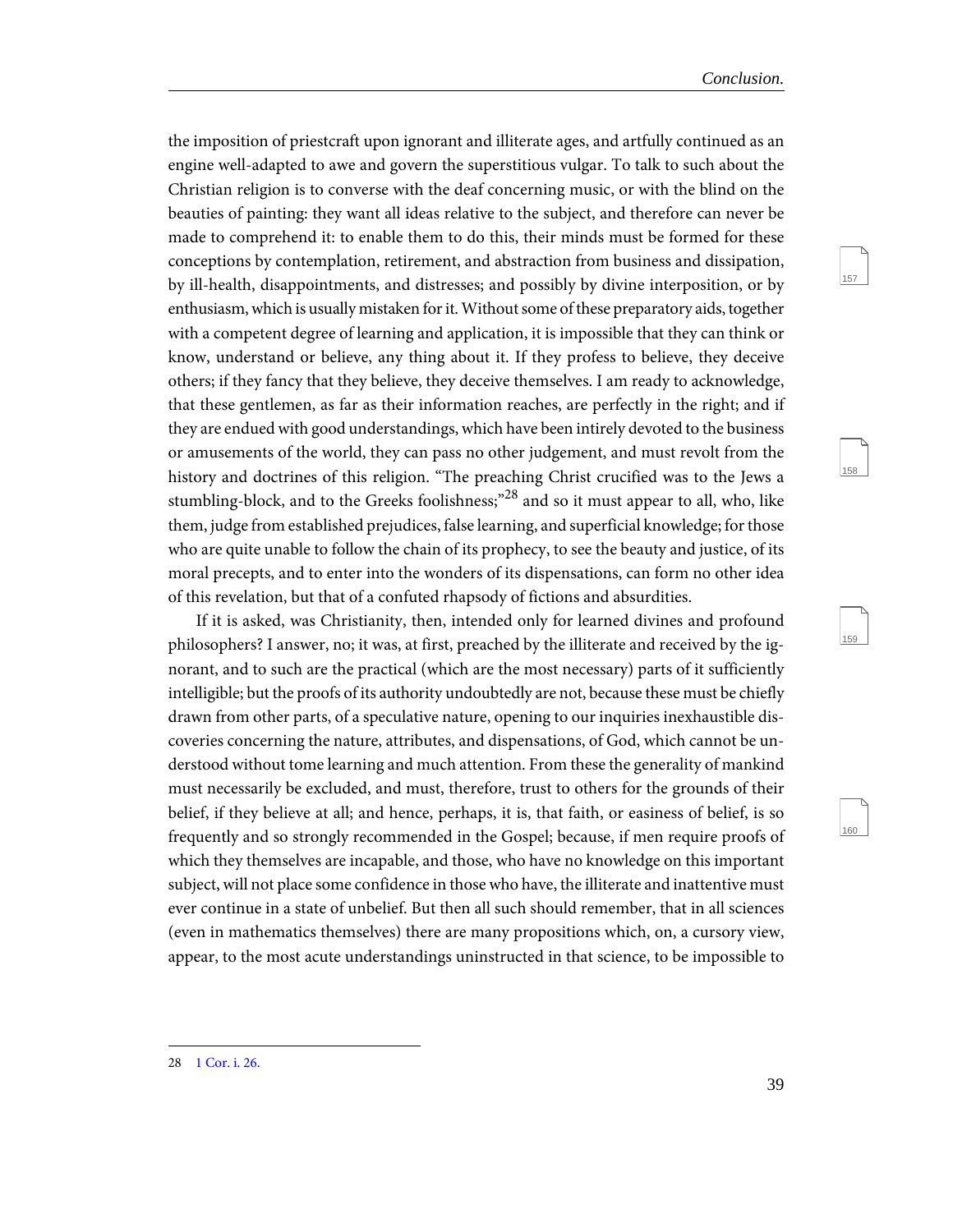the imposition of priestcraft upon ignorant and illiterate ages, and artfully continued as an engine well-adapted to awe and govern the superstitious vulgar. To talk to such about the Christian religion is to converse with the deaf concerning music, or with the blind on the beauties of painting: they want all ideas relative to the subject, and therefore can never be made to comprehend it: to enable them to do this, their minds must be formed for these conceptions by contemplation, retirement, and abstraction from business and dissipation, by ill-health, disappointments, and distresses; and possibly by divine interposition, or by enthusiasm, which is usually mistaken for it. Without some of these preparatory aids, together with a competent degree of learning and application, it is impossible that they can think or know, understand or believe, any thing about it. If they profess to believe, they deceive others; if they fancy that they believe, they deceive themselves. I am ready to acknowledge, that these gentlemen, as far as their information reaches, are perfectly in the right; and if they are endued with good understandings, which have been intirely devoted to the business or amusements of the world, they can pass no other judgement, and must revolt from the history and doctrines of this religion. "The preaching Christ crucified was to the Jews a stumbling-block, and to the Greeks foolishness;"[28] and so it must appear to all, who, like them, judge from established prejudices, false learning, and superficial knowledge; for those who are quite unable to follow the chain of its prophecy, to see the beauty and justice, of its moral precepts, and to enter into the wonders of its dispensations, can form no other idea of this revelation, but that of a confuted rhapsody of fictions and absurdities.

If it is asked, was Christianity, then, intended only for learned divines and profound philosophers? I answer, no; it was, at first, preached by the illiterate and received by the ignorant, and to such are the practical (which are the most necessary) parts of it sufficiently intelligible; but the proofs of its authority undoubtedly are not, because these must be chiefly drawn from other parts, of a speculative nature, opening to our inquiries inexhaustible discoveries concerning the nature, attributes, and dispensations, of God, which cannot be understood without tome learning and much attention. From these the generality of mankind must necessarily be excluded, and must, therefore, trust to others for the grounds of their belief, if they believe at all; and hence, perhaps, it is, that faith, or easiness of belief, is so frequently and so strongly recommended in the Gospel; because, if men require proofs of which they themselves are incapable, and those, who have no knowledge on this important subject, will not place some confidence in those who have, the illiterate and inattentive must ever continue in a state of unbelief. But then all such should remember, that in all sciences (even in mathematics themselves) there are many propositions which, on, a cursory view, appear, to the most acute understandings uninstructed in that science, to be impossible to

---

28 1 Cor. i. 26.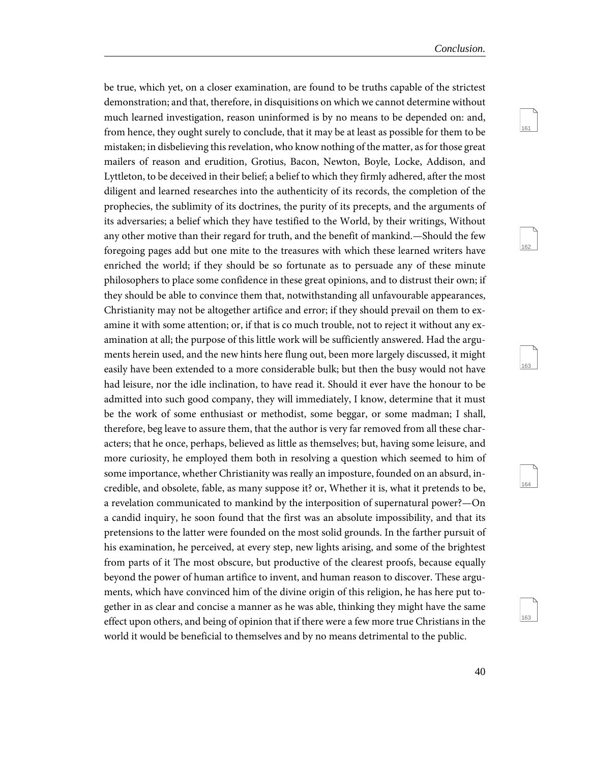be true, which yet, on a closer examination, are found to be truths capable of the strictest demonstration; and that, therefore, in disquisitions on which we cannot determine without much learned investigation, reason uninformed is by no means to be depended on: and, from hence, they ought surely to conclude, that it may be at least as possible for them to be mistaken; in disbelieving this revelation, who know nothing of the matter, as for those great mailers of reason and erudition, Grotius, Bacon, Newton, Boyle, Locke, Addison, and Lyttleton, to be deceived in their belief; a belief to which they firmly adhered, after the most diligent and learned researches into the authenticity of its records, the completion of the prophecies, the sublimity of its doctrines, the purity of its precepts, and the arguments of its adversaries; a belief which they have testified to the World, by their writings, Without any other motive than their regard for truth, and the benefit of mankind.—Should the few foregoing pages add but one mite to the treasures with which these learned writers have enriched the world; if they should be so fortunate as to persuade any of these minute philosophers to place some confidence in these great opinions, and to distrust their own; if they should be able to convince them that, notwithstanding all unfavourable appearances, Christianity may not be altogether artifice and error; if they should prevail on them to examine it with some attention; or, if that is co much trouble, not to reject it without any examination at all; the purpose of this little work will be sufficiently answered. Had the arguments herein used, and the new hints here flung out, been more largely discussed, it might easily have been extended to a more considerable bulk; but then the busy would not have had leisure, nor the idle inclination, to have read it. Should it ever have the honour to be admitted into such good company, they will immediately, I know, determine that it must be the work of some enthusiast or methodist, some beggar, or some madman; I shall, therefore, beg leave to assure them, that the author is very far removed from all these characters; that he once, perhaps, believed as little as themselves; but, having some leisure, and more curiosity, he employed them both in resolving a question which seemed to him of some importance, whether Christianity was really an imposture, founded on an absurd, incredible, and obsolete, fable, as many suppose it? or, Whether it is, what it pretends to be, a revelation communicated to mankind by the interposition of supernatural power?—On a candid inquiry, he soon found that the first was an absolute impossibility, and that its pretensions to the latter were founded on the most solid grounds. In the farther pursuit of his examination, he perceived, at every step, new lights arising, and some of the brightest from parts of it The most obscure, but productive of the clearest proofs, because equally beyond the power of human artifice to invent, and human reason to discover. These arguments, which have convinced him of the divine origin of this religion, he has here put together in as clear and concise a manner as he was able, thinking they might have the same effect upon others, and being of opinion that if there were a few more true Christians in the world it would be beneficial to themselves and by no means detrimental to the public.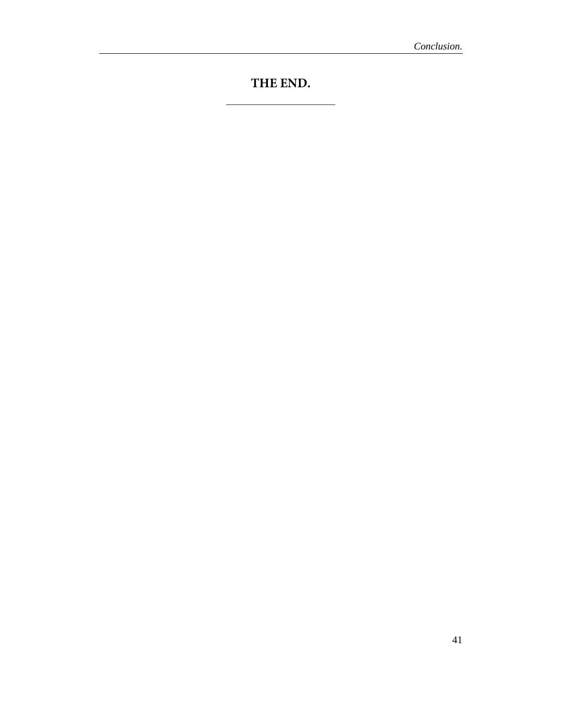## THE END.

---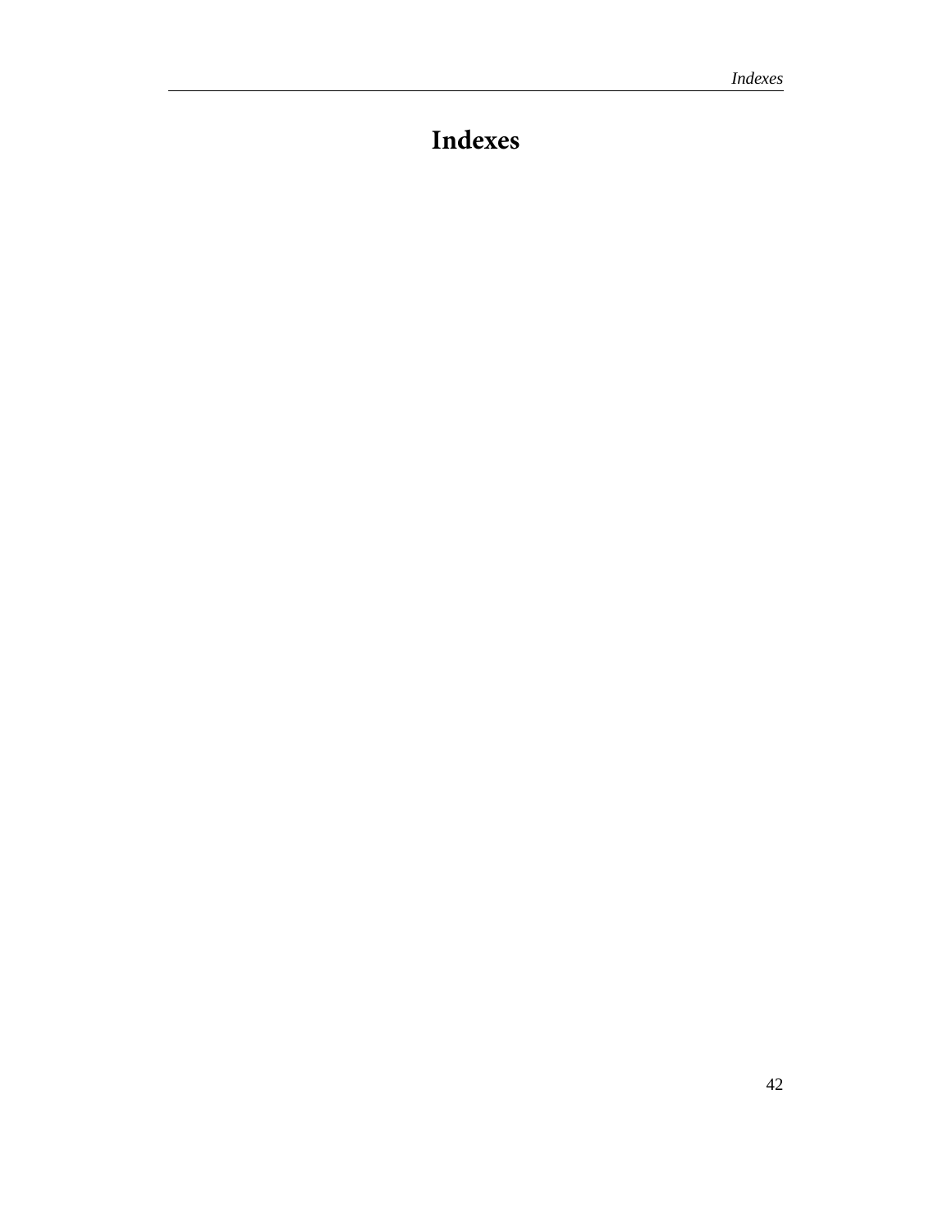# Indexes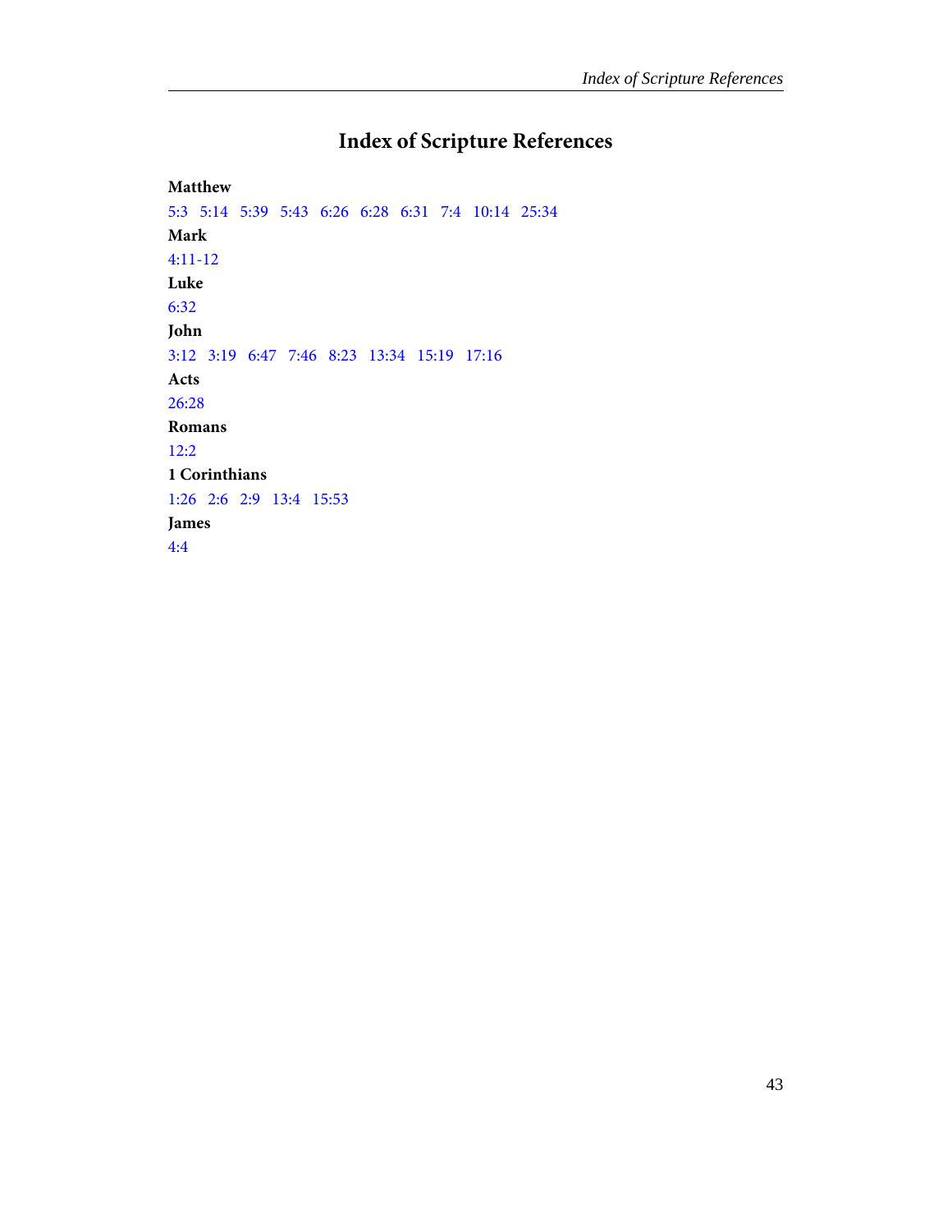# Index of Scripture References

**Matthew**

5:3   5:14   5:39   5:43   6:26   6:28   6:31   7:4   10:14   25:34

**Mark**

4:11-12

**Luke**

6:32

**John**

3:12   3:19   6:47   7:46   8:23   13:34   15:19   17:16

**Acts**

26:28

**Romans**

12:2

**1 Corinthians**

1:26   2:6   2:9   13:4   15:53

**James**

4:4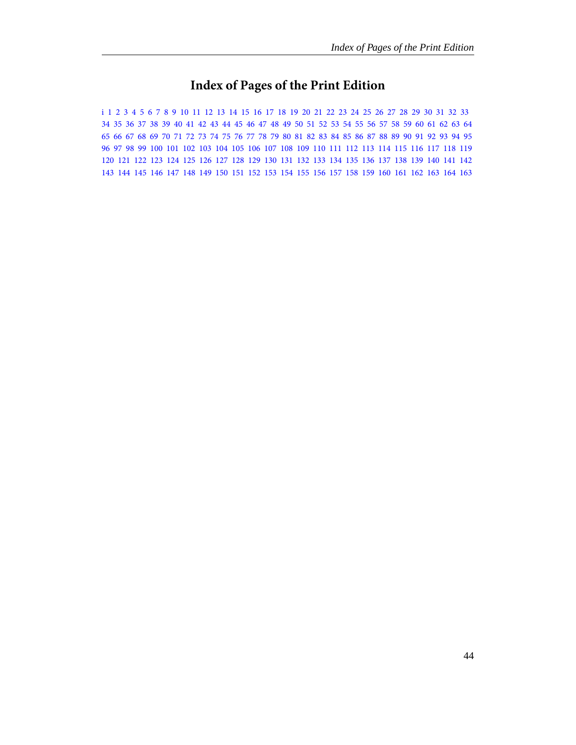# Index of Pages of the Print Edition

i 1 2 3 4 5 6 7 8 9 10 11 12 13 14 15 16 17 18 19 20 21 22 23 24 25 26 27 28 29 30 31 32 33 34 35 36 37 38 39 40 41 42 43 44 45 46 47 48 49 50 51 52 53 54 55 56 57 58 59 60 61 62 63 64 65 66 67 68 69 70 71 72 73 74 75 76 77 78 79 80 81 82 83 84 85 86 87 88 89 90 91 92 93 94 95 96 97 98 99 100 101 102 103 104 105 106 107 108 109 110 111 112 113 114 115 116 117 118 119 120 121 122 123 124 125 126 127 128 129 130 131 132 133 134 135 136 137 138 139 140 141 142 143 144 145 146 147 148 149 150 151 152 153 154 155 156 157 158 159 160 161 162 163 164 163